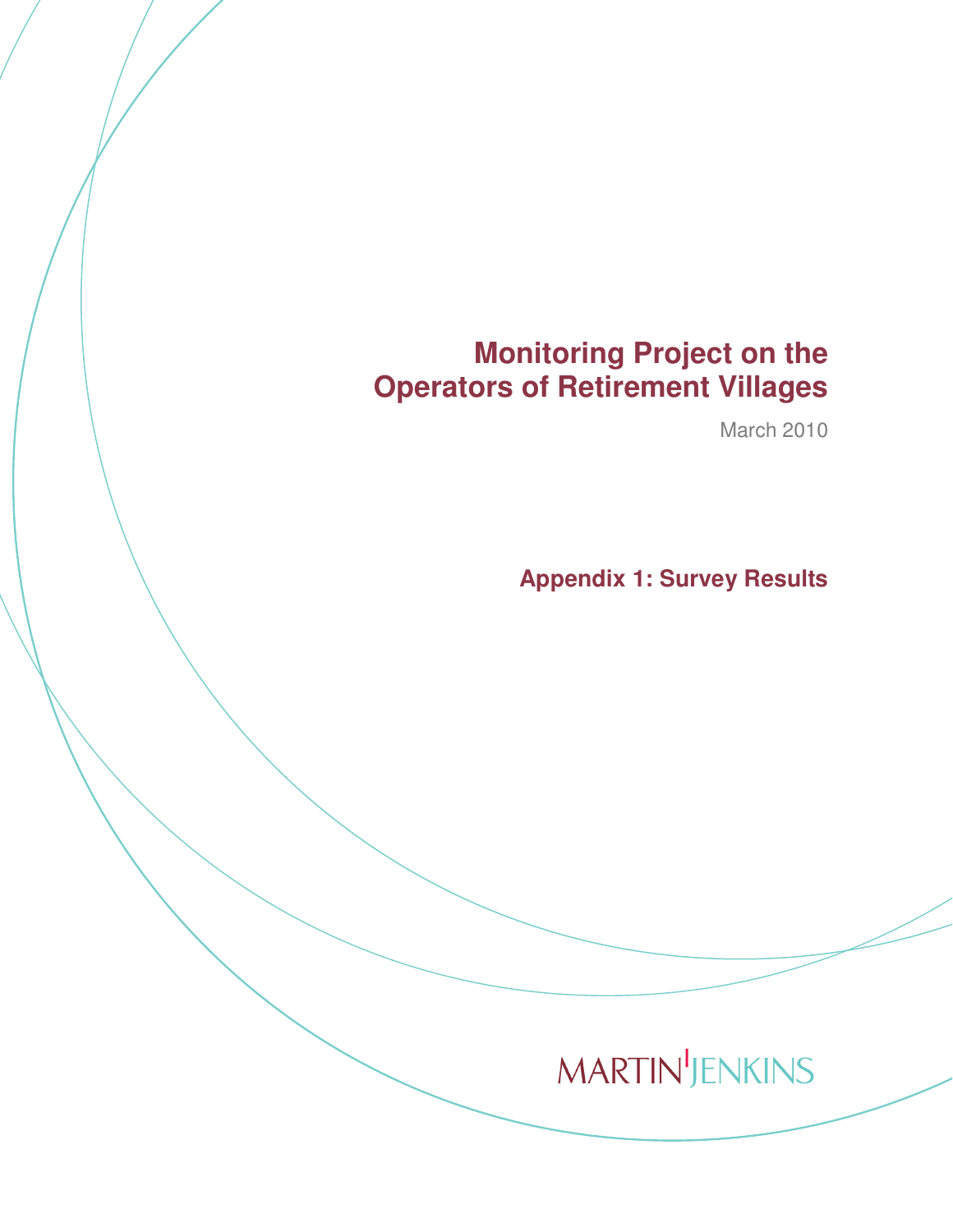# Monitoring Project on the Operators of Retirement Villages

March 2010

## Appendix 1: Survey Results

MARTIN JENKINS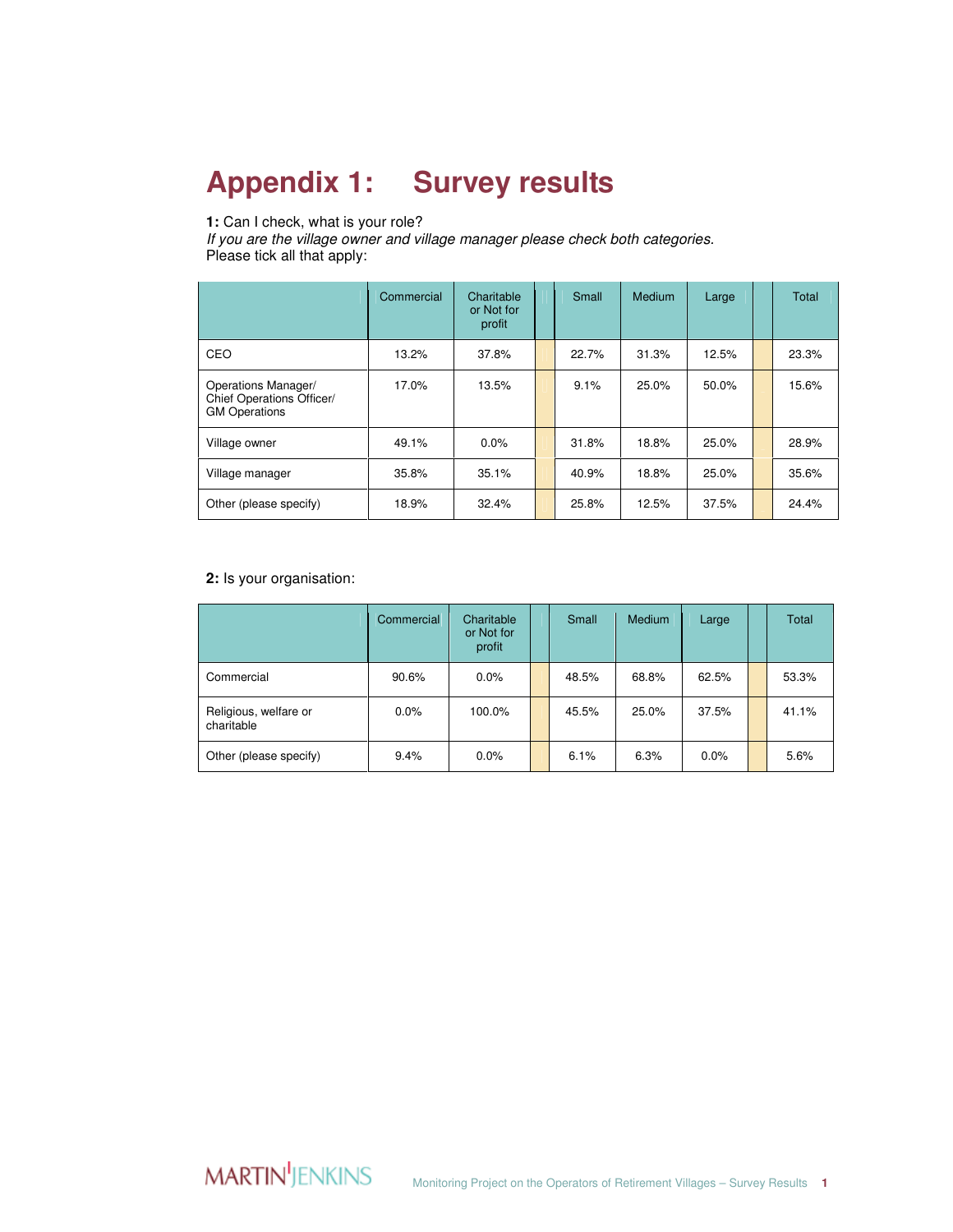# Appendix 1: Survey results

**1:** Can I check, what is your role?
*If you are the village owner and village manager please check both categories.*
Please tick all that apply:

| | Commercial | Charitable or Not for profit | | Small | Medium | Large | | Total |
|---|---|---|---|---|---|---|---|---|
| CEO | 13.2% | 37.8% | | 22.7% | 31.3% | 12.5% | | 23.3% |
| Operations Manager/ Chief Operations Officer/ GM Operations | 17.0% | 13.5% | | 9.1% | 25.0% | 50.0% | | 15.6% |
| Village owner | 49.1% | 0.0% | | 31.8% | 18.8% | 25.0% | | 28.9% |
| Village manager | 35.8% | 35.1% | | 40.9% | 18.8% | 25.0% | | 35.6% |
| Other (please specify) | 18.9% | 32.4% | | 25.8% | 12.5% | 37.5% | | 24.4% |

**2:** Is your organisation:

| | Commercial | Charitable or Not for profit | | Small | Medium | Large | | Total |
|---|---|---|---|---|---|---|---|---|
| Commercial | 90.6% | 0.0% | | 48.5% | 68.8% | 62.5% | | 53.3% |
| Religious, welfare or charitable | 0.0% | 100.0% | | 45.5% | 25.0% | 37.5% | | 41.1% |
| Other (please specify) | 9.4% | 0.0% | | 6.1% | 6.3% | 0.0% | | 5.6% |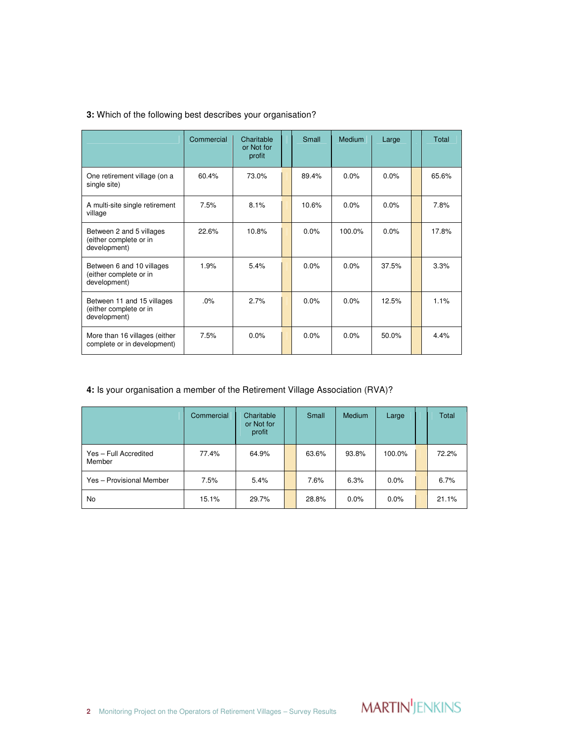**3:** Which of the following best describes your organisation?

| | Commercial | Charitable or Not for profit | | Small | Medium | Large | | Total |
|---|---|---|---|---|---|---|---|---|
| One retirement village (on a single site) | 60.4% | 73.0% | | 89.4% | 0.0% | 0.0% | | 65.6% |
| A multi-site single retirement village | 7.5% | 8.1% | | 10.6% | 0.0% | 0.0% | | 7.8% |
| Between 2 and 5 villages (either complete or in development) | 22.6% | 10.8% | | 0.0% | 100.0% | 0.0% | | 17.8% |
| Between 6 and 10 villages (either complete or in development) | 1.9% | 5.4% | | 0.0% | 0.0% | 37.5% | | 3.3% |
| Between 11 and 15 villages (either complete or in development) | .0% | 2.7% | | 0.0% | 0.0% | 12.5% | | 1.1% |
| More than 16 villages (either complete or in development) | 7.5% | 0.0% | | 0.0% | 0.0% | 50.0% | | 4.4% |

**4:** Is your organisation a member of the Retirement Village Association (RVA)?

| | Commercial | Charitable or Not for profit | | Small | Medium | Large | | Total |
|---|---|---|---|---|---|---|---|---|
| Yes – Full Accredited Member | 77.4% | 64.9% | | 63.6% | 93.8% | 100.0% | | 72.2% |
| Yes – Provisional Member | 7.5% | 5.4% | | 7.6% | 6.3% | 0.0% | | 6.7% |
| No | 15.1% | 29.7% | | 28.8% | 0.0% | 0.0% | | 21.1% |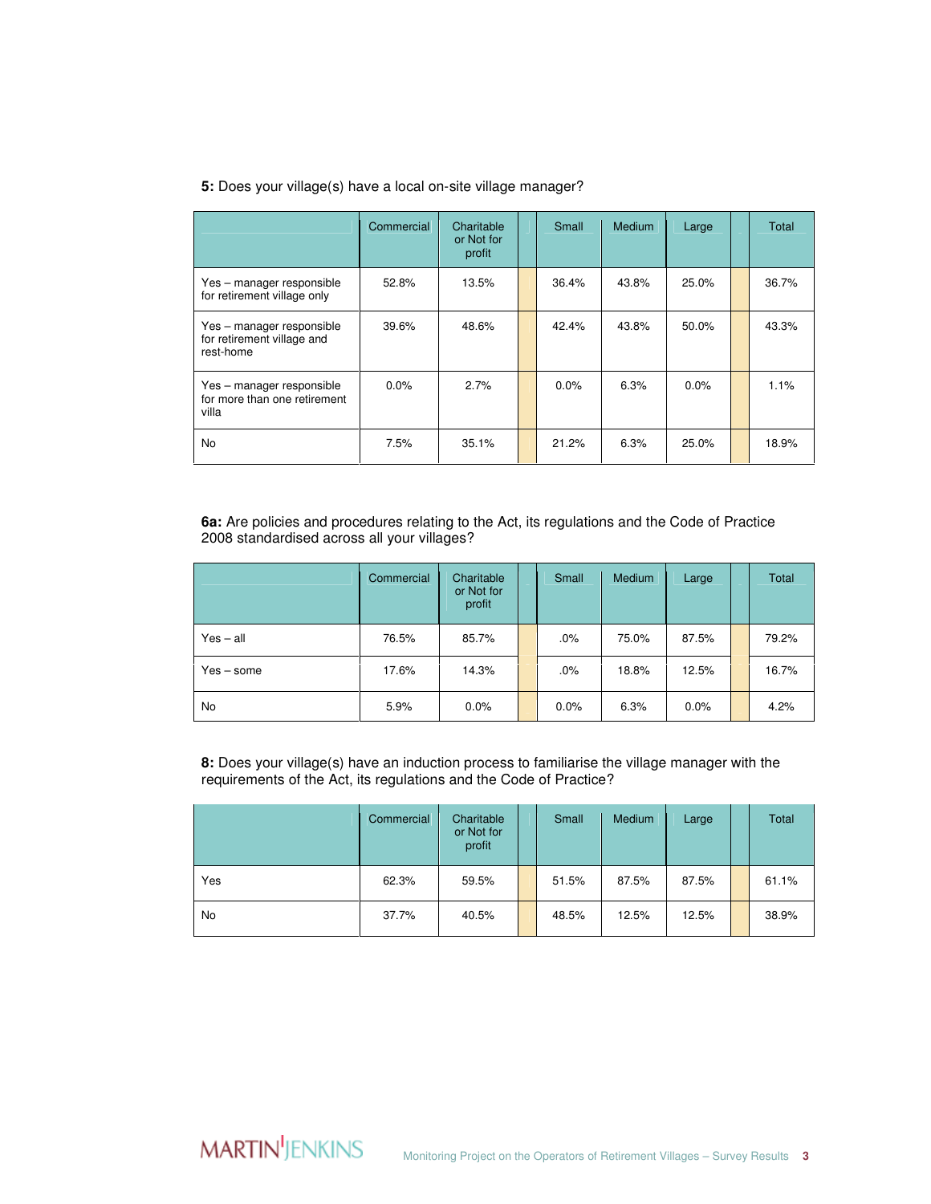**5:** Does your village(s) have a local on-site village manager?

| | Commercial | Charitable or Not for profit | | Small | Medium | Large | | Total |
|---|---|---|---|---|---|---|---|---|
| Yes – manager responsible for retirement village only | 52.8% | 13.5% | | 36.4% | 43.8% | 25.0% | | 36.7% |
| Yes – manager responsible for retirement village and rest-home | 39.6% | 48.6% | | 42.4% | 43.8% | 50.0% | | 43.3% |
| Yes – manager responsible for more than one retirement villa | 0.0% | 2.7% | | 0.0% | 6.3% | 0.0% | | 1.1% |
| No | 7.5% | 35.1% | | 21.2% | 6.3% | 25.0% | | 18.9% |

**6a:** Are policies and procedures relating to the Act, its regulations and the Code of Practice 2008 standardised across all your villages?

| | Commercial | Charitable or Not for profit | | Small | Medium | Large | | Total |
|---|---|---|---|---|---|---|---|---|
| Yes – all | 76.5% | 85.7% | | .0% | 75.0% | 87.5% | | 79.2% |
| Yes – some | 17.6% | 14.3% | | .0% | 18.8% | 12.5% | | 16.7% |
| No | 5.9% | 0.0% | | 0.0% | 6.3% | 0.0% | | 4.2% |

**8:** Does your village(s) have an induction process to familiarise the village manager with the requirements of the Act, its regulations and the Code of Practice?

| | Commercial | Charitable or Not for profit | | Small | Medium | Large | | Total |
|---|---|---|---|---|---|---|---|---|
| Yes | 62.3% | 59.5% | | 51.5% | 87.5% | 87.5% | | 61.1% |
| No | 37.7% | 40.5% | | 48.5% | 12.5% | 12.5% | | 38.9% |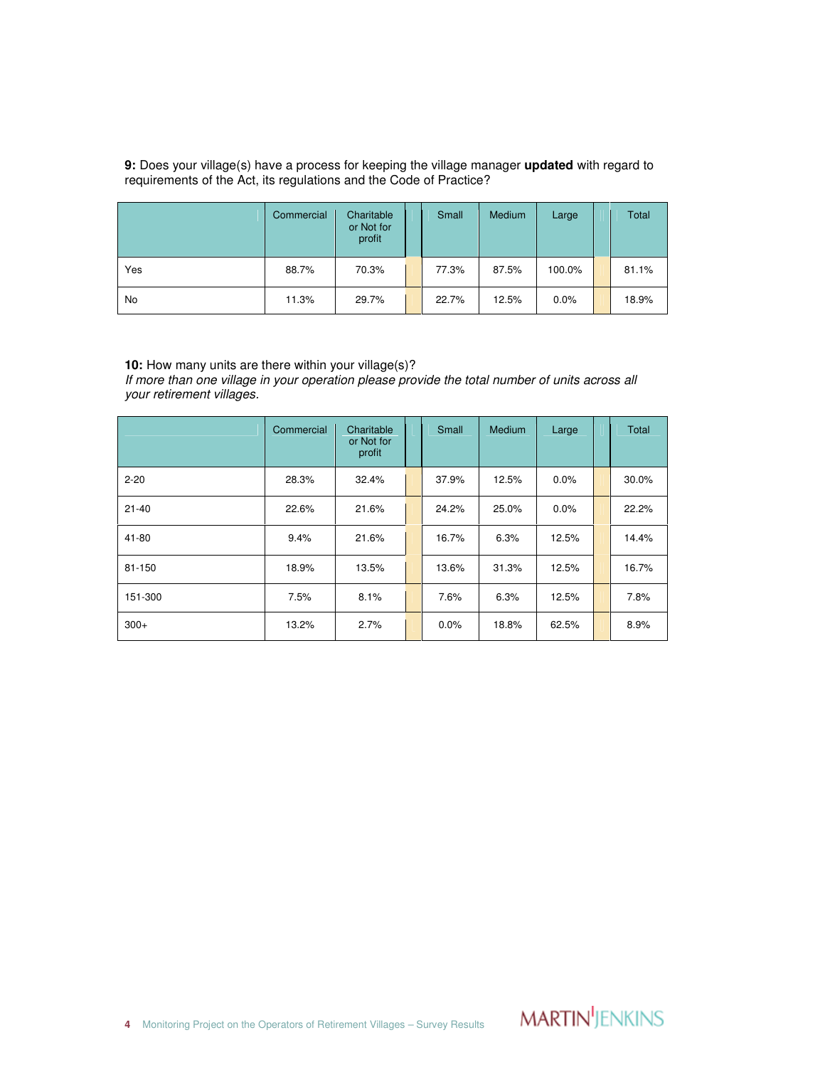**9:** Does your village(s) have a process for keeping the village manager **updated** with regard to requirements of the Act, its regulations and the Code of Practice?

| | Commercial | Charitable or Not for profit | Small | Medium | Large | Total |
|---|---|---|---|---|---|---|
| Yes | 88.7% | 70.3% | 77.3% | 87.5% | 100.0% | 81.1% |
| No | 11.3% | 29.7% | 22.7% | 12.5% | 0.0% | 18.9% |

**10:** How many units are there within your village(s)?
*If more than one village in your operation please provide the total number of units across all your retirement villages.*

| | Commercial | Charitable or Not for profit | Small | Medium | Large | Total |
|---|---|---|---|---|---|---|
| 2-20 | 28.3% | 32.4% | 37.9% | 12.5% | 0.0% | 30.0% |
| 21-40 | 22.6% | 21.6% | 24.2% | 25.0% | 0.0% | 22.2% |
| 41-80 | 9.4% | 21.6% | 16.7% | 6.3% | 12.5% | 14.4% |
| 81-150 | 18.9% | 13.5% | 13.6% | 31.3% | 12.5% | 16.7% |
| 151-300 | 7.5% | 8.1% | 7.6% | 6.3% | 12.5% | 7.8% |
| 300+ | 13.2% | 2.7% | 0.0% | 18.8% | 62.5% | 8.9% |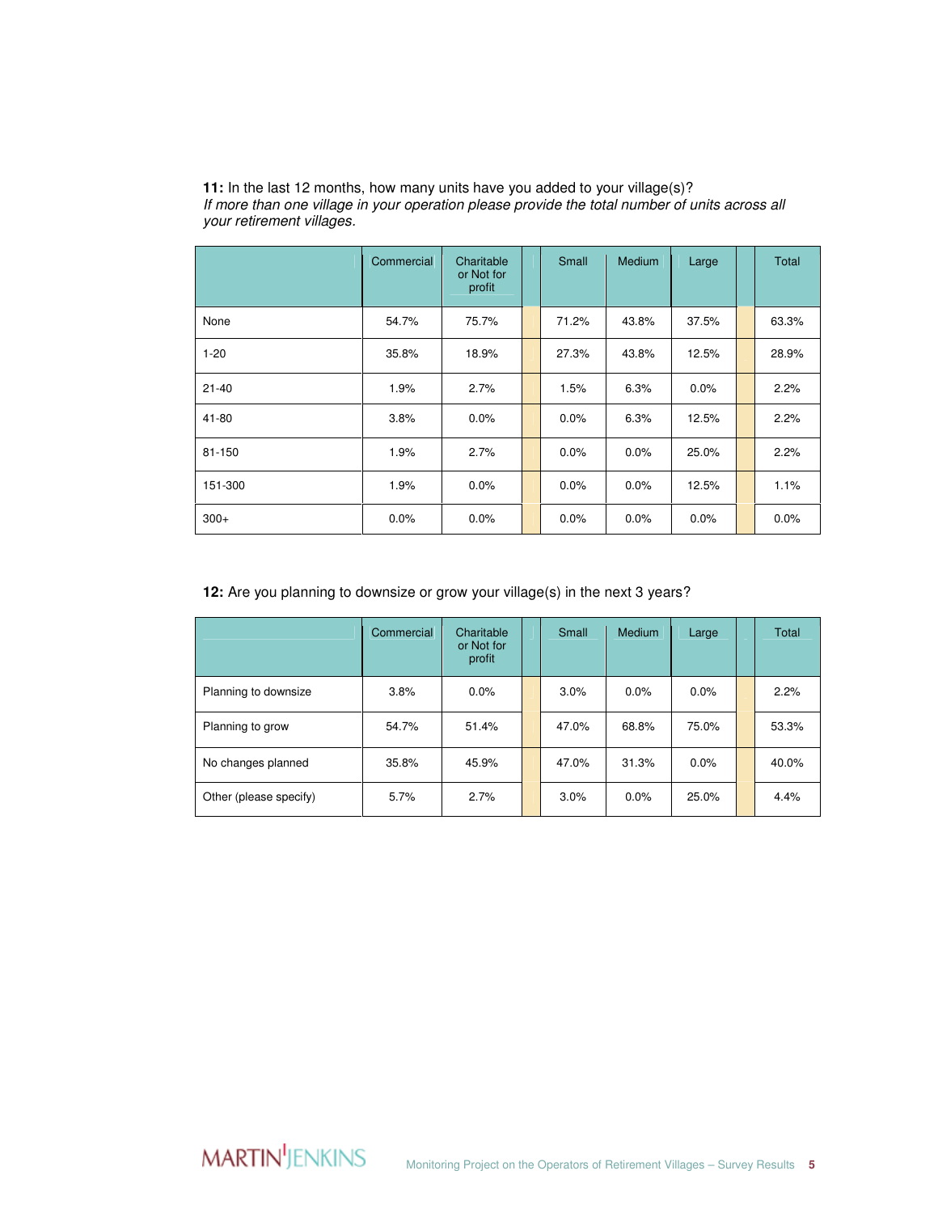**11:** In the last 12 months, how many units have you added to your village(s)?
*If more than one village in your operation please provide the total number of units across all your retirement villages.*

| | Commercial | Charitable or Not for profit | | Small | Medium | Large | | Total |
|---|---|---|---|---|---|---|---|---|
| None | 54.7% | 75.7% | | 71.2% | 43.8% | 37.5% | | 63.3% |
| 1-20 | 35.8% | 18.9% | | 27.3% | 43.8% | 12.5% | | 28.9% |
| 21-40 | 1.9% | 2.7% | | 1.5% | 6.3% | 0.0% | | 2.2% |
| 41-80 | 3.8% | 0.0% | | 0.0% | 6.3% | 12.5% | | 2.2% |
| 81-150 | 1.9% | 2.7% | | 0.0% | 0.0% | 25.0% | | 2.2% |
| 151-300 | 1.9% | 0.0% | | 0.0% | 0.0% | 12.5% | | 1.1% |
| 300+ | 0.0% | 0.0% | | 0.0% | 0.0% | 0.0% | | 0.0% |

**12:** Are you planning to downsize or grow your village(s) in the next 3 years?

| | Commercial | Charitable or Not for profit | | Small | Medium | Large | | Total |
|---|---|---|---|---|---|---|---|---|
| Planning to downsize | 3.8% | 0.0% | | 3.0% | 0.0% | 0.0% | | 2.2% |
| Planning to grow | 54.7% | 51.4% | | 47.0% | 68.8% | 75.0% | | 53.3% |
| No changes planned | 35.8% | 45.9% | | 47.0% | 31.3% | 0.0% | | 40.0% |
| Other (please specify) | 5.7% | 2.7% | | 3.0% | 0.0% | 25.0% | | 4.4% |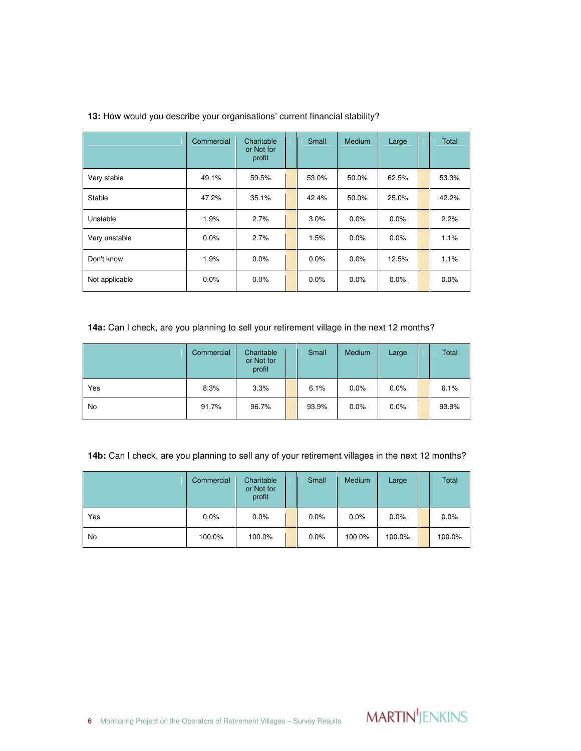**13:** How would you describe your organisations' current financial stability?

| | Commercial | Charitable or Not for profit | | Small | Medium | Large | | Total |
|---|---|---|---|---|---|---|---|---|
| Very stable | 49.1% | 59.5% | | 53.0% | 50.0% | 62.5% | | 53.3% |
| Stable | 47.2% | 35.1% | | 42.4% | 50.0% | 25.0% | | 42.2% |
| Unstable | 1.9% | 2.7% | | 3.0% | 0.0% | 0.0% | | 2.2% |
| Very unstable | 0.0% | 2.7% | | 1.5% | 0.0% | 0.0% | | 1.1% |
| Don't know | 1.9% | 0.0% | | 0.0% | 0.0% | 12.5% | | 1.1% |
| Not applicable | 0.0% | 0.0% | | 0.0% | 0.0% | 0.0% | | 0.0% |

**14a:** Can I check, are you planning to sell your retirement village in the next 12 months?

| | Commercial | Charitable or Not for profit | | Small | Medium | Large | | Total |
|---|---|---|---|---|---|---|---|---|
| Yes | 8.3% | 3.3% | | 6.1% | 0.0% | 0.0% | | 6.1% |
| No | 91.7% | 96.7% | | 93.9% | 0.0% | 0.0% | | 93.9% |

**14b:** Can I check, are you planning to sell any of your retirement villages in the next 12 months?

| | Commercial | Charitable or Not for profit | | Small | Medium | Large | | Total |
|---|---|---|---|---|---|---|---|---|
| Yes | 0.0% | 0.0% | | 0.0% | 0.0% | 0.0% | | 0.0% |
| No | 100.0% | 100.0% | | 0.0% | 100.0% | 100.0% | | 100.0% |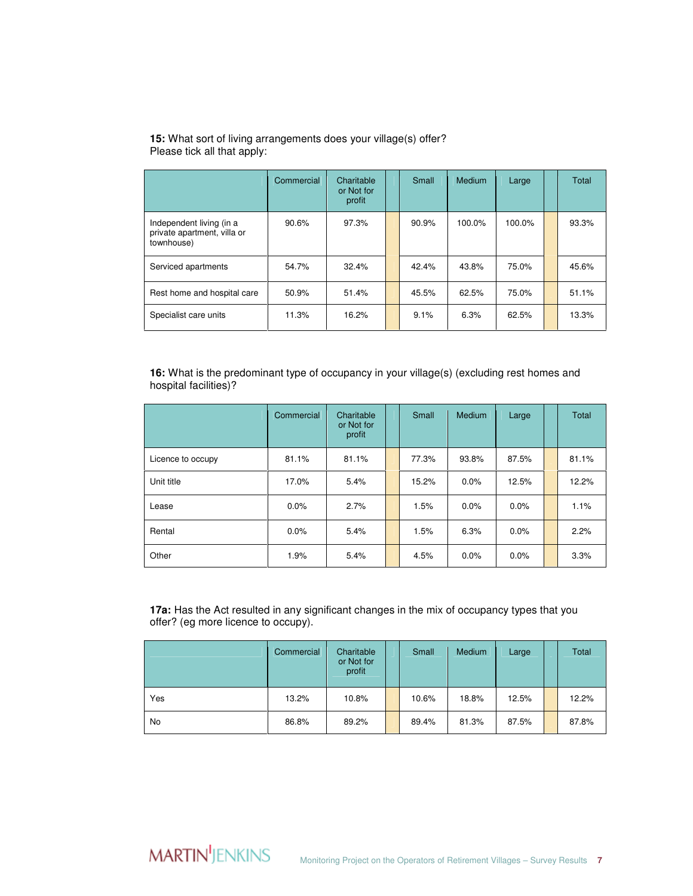**15:** What sort of living arrangements does your village(s) offer?
Please tick all that apply:

| | Commercial | Charitable or Not for profit | | Small | Medium | Large | | Total |
|---|---|---|---|---|---|---|---|---|
| Independent living (in a private apartment, villa or townhouse) | 90.6% | 97.3% | | 90.9% | 100.0% | 100.0% | | 93.3% |
| Serviced apartments | 54.7% | 32.4% | | 42.4% | 43.8% | 75.0% | | 45.6% |
| Rest home and hospital care | 50.9% | 51.4% | | 45.5% | 62.5% | 75.0% | | 51.1% |
| Specialist care units | 11.3% | 16.2% | | 9.1% | 6.3% | 62.5% | | 13.3% |

**16:** What is the predominant type of occupancy in your village(s) (excluding rest homes and hospital facilities)?

| | Commercial | Charitable or Not for profit | | Small | Medium | Large | | Total |
|---|---|---|---|---|---|---|---|---|
| Licence to occupy | 81.1% | 81.1% | | 77.3% | 93.8% | 87.5% | | 81.1% |
| Unit title | 17.0% | 5.4% | | 15.2% | 0.0% | 12.5% | | 12.2% |
| Lease | 0.0% | 2.7% | | 1.5% | 0.0% | 0.0% | | 1.1% |
| Rental | 0.0% | 5.4% | | 1.5% | 6.3% | 0.0% | | 2.2% |
| Other | 1.9% | 5.4% | | 4.5% | 0.0% | 0.0% | | 3.3% |

**17a:** Has the Act resulted in any significant changes in the mix of occupancy types that you offer? (eg more licence to occupy).

| | Commercial | Charitable or Not for profit | | Small | Medium | Large | | Total |
|---|---|---|---|---|---|---|---|---|
| Yes | 13.2% | 10.8% | | 10.6% | 18.8% | 12.5% | | 12.2% |
| No | 86.8% | 89.2% | | 89.4% | 81.3% | 87.5% | | 87.8% |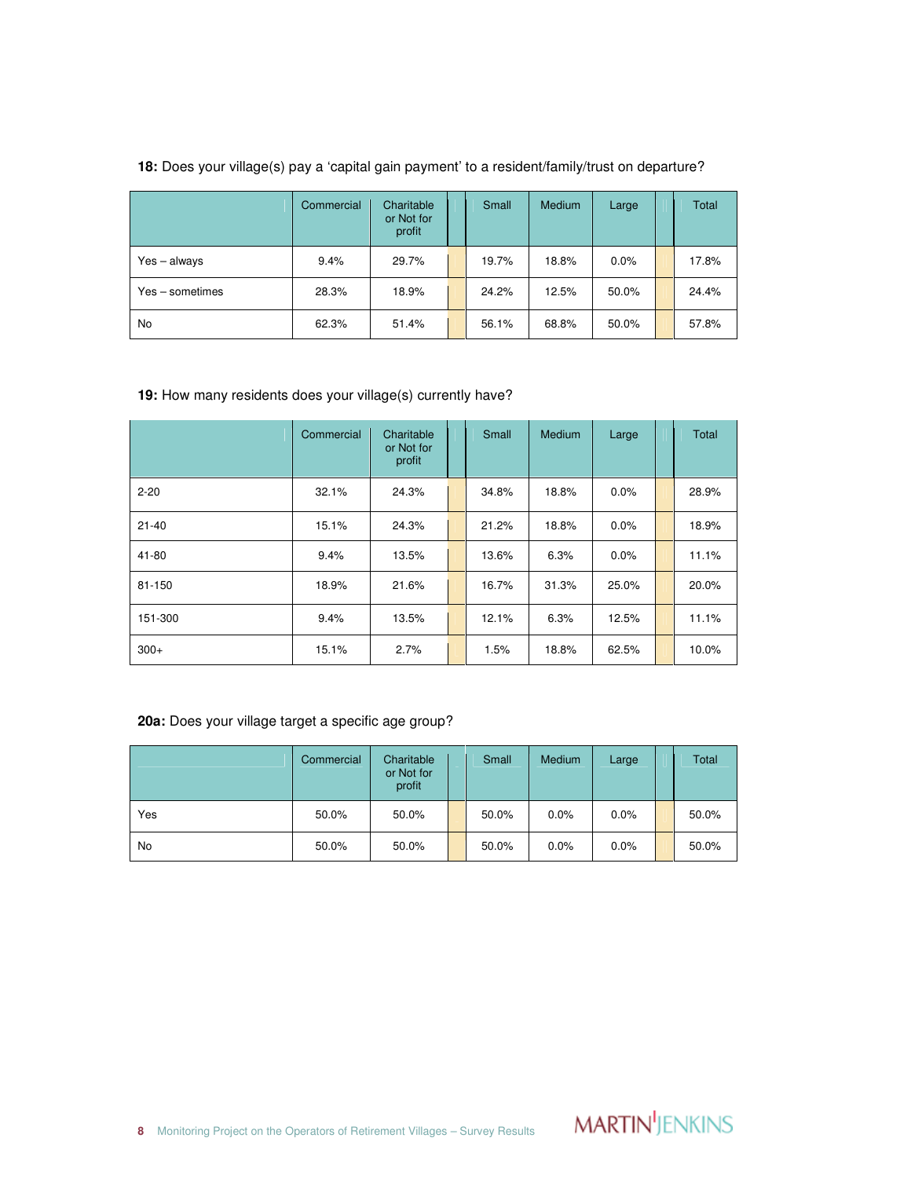**18:** Does your village(s) pay a 'capital gain payment' to a resident/family/trust on departure?

| | Commercial | Charitable or Not for profit | Small | Medium | Large | Total |
|---|---|---|---|---|---|---|
| Yes – always | 9.4% | 29.7% | 19.7% | 18.8% | 0.0% | 17.8% |
| Yes – sometimes | 28.3% | 18.9% | 24.2% | 12.5% | 50.0% | 24.4% |
| No | 62.3% | 51.4% | 56.1% | 68.8% | 50.0% | 57.8% |

**19:** How many residents does your village(s) currently have?

| | Commercial | Charitable or Not for profit | Small | Medium | Large | Total |
|---|---|---|---|---|---|---|
| 2-20 | 32.1% | 24.3% | 34.8% | 18.8% | 0.0% | 28.9% |
| 21-40 | 15.1% | 24.3% | 21.2% | 18.8% | 0.0% | 18.9% |
| 41-80 | 9.4% | 13.5% | 13.6% | 6.3% | 0.0% | 11.1% |
| 81-150 | 18.9% | 21.6% | 16.7% | 31.3% | 25.0% | 20.0% |
| 151-300 | 9.4% | 13.5% | 12.1% | 6.3% | 12.5% | 11.1% |
| 300+ | 15.1% | 2.7% | 1.5% | 18.8% | 62.5% | 10.0% |

**20a:** Does your village target a specific age group?

| | Commercial | Charitable or Not for profit | Small | Medium | Large | Total |
|---|---|---|---|---|---|---|
| Yes | 50.0% | 50.0% | 50.0% | 0.0% | 0.0% | 50.0% |
| No | 50.0% | 50.0% | 50.0% | 0.0% | 0.0% | 50.0% |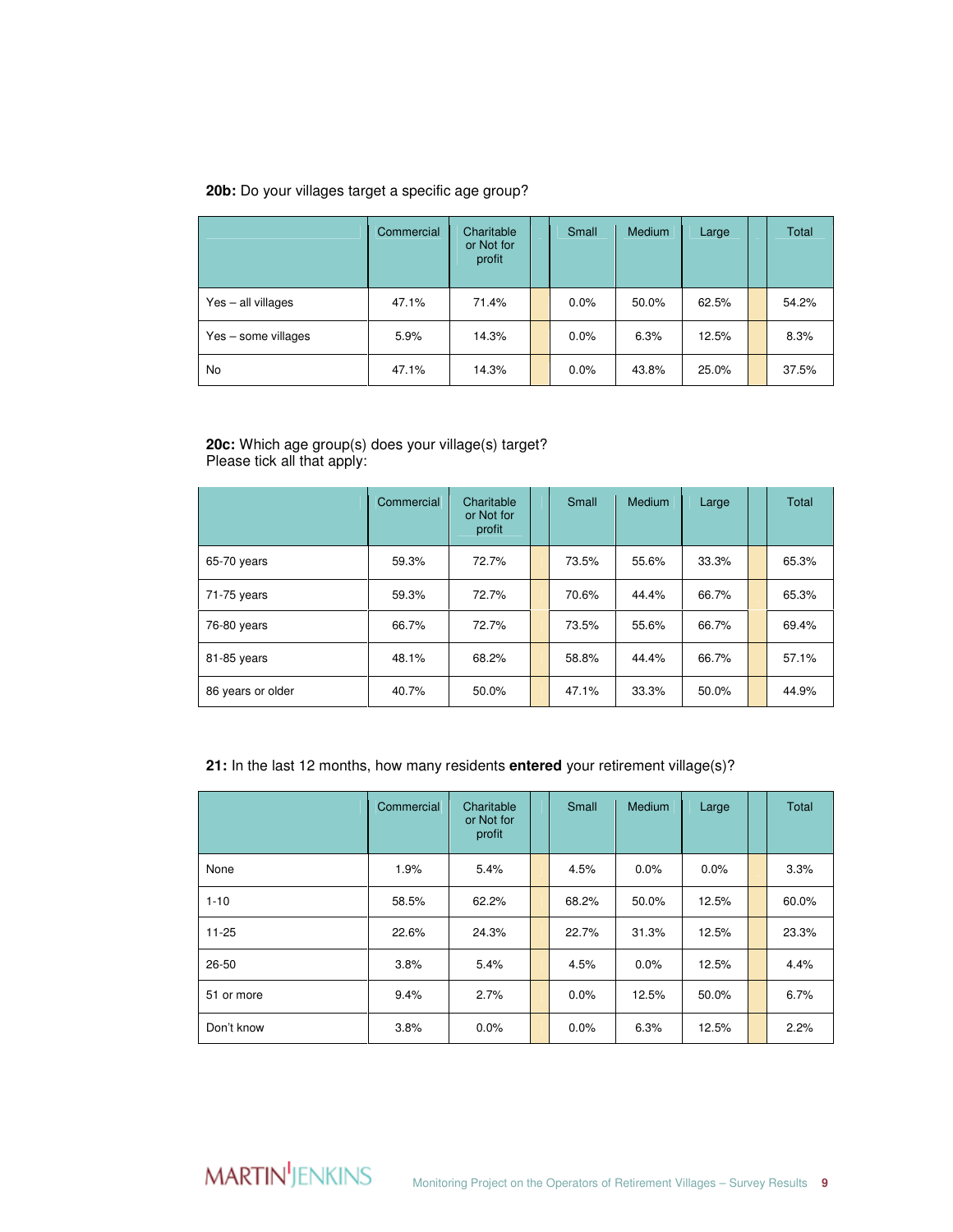**20b:** Do your villages target a specific age group?

| | Commercial | Charitable or Not for profit | | Small | Medium | Large | | Total |
|---|---|---|---|---|---|---|---|---|
| Yes – all villages | 47.1% | 71.4% | | 0.0% | 50.0% | 62.5% | | 54.2% |
| Yes – some villages | 5.9% | 14.3% | | 0.0% | 6.3% | 12.5% | | 8.3% |
| No | 47.1% | 14.3% | | 0.0% | 43.8% | 25.0% | | 37.5% |

**20c:** Which age group(s) does your village(s) target?
Please tick all that apply:

| | Commercial | Charitable or Not for profit | | Small | Medium | Large | | Total |
|---|---|---|---|---|---|---|---|---|
| 65-70 years | 59.3% | 72.7% | | 73.5% | 55.6% | 33.3% | | 65.3% |
| 71-75 years | 59.3% | 72.7% | | 70.6% | 44.4% | 66.7% | | 65.3% |
| 76-80 years | 66.7% | 72.7% | | 73.5% | 55.6% | 66.7% | | 69.4% |
| 81-85 years | 48.1% | 68.2% | | 58.8% | 44.4% | 66.7% | | 57.1% |
| 86 years or older | 40.7% | 50.0% | | 47.1% | 33.3% | 50.0% | | 44.9% |

**21:** In the last 12 months, how many residents **entered** your retirement village(s)?

| | Commercial | Charitable or Not for profit | | Small | Medium | Large | | Total |
|---|---|---|---|---|---|---|---|---|
| None | 1.9% | 5.4% | | 4.5% | 0.0% | 0.0% | | 3.3% |
| 1-10 | 58.5% | 62.2% | | 68.2% | 50.0% | 12.5% | | 60.0% |
| 11-25 | 22.6% | 24.3% | | 22.7% | 31.3% | 12.5% | | 23.3% |
| 26-50 | 3.8% | 5.4% | | 4.5% | 0.0% | 12.5% | | 4.4% |
| 51 or more | 9.4% | 2.7% | | 0.0% | 12.5% | 50.0% | | 6.7% |
| Don't know | 3.8% | 0.0% | | 0.0% | 6.3% | 12.5% | | 2.2% |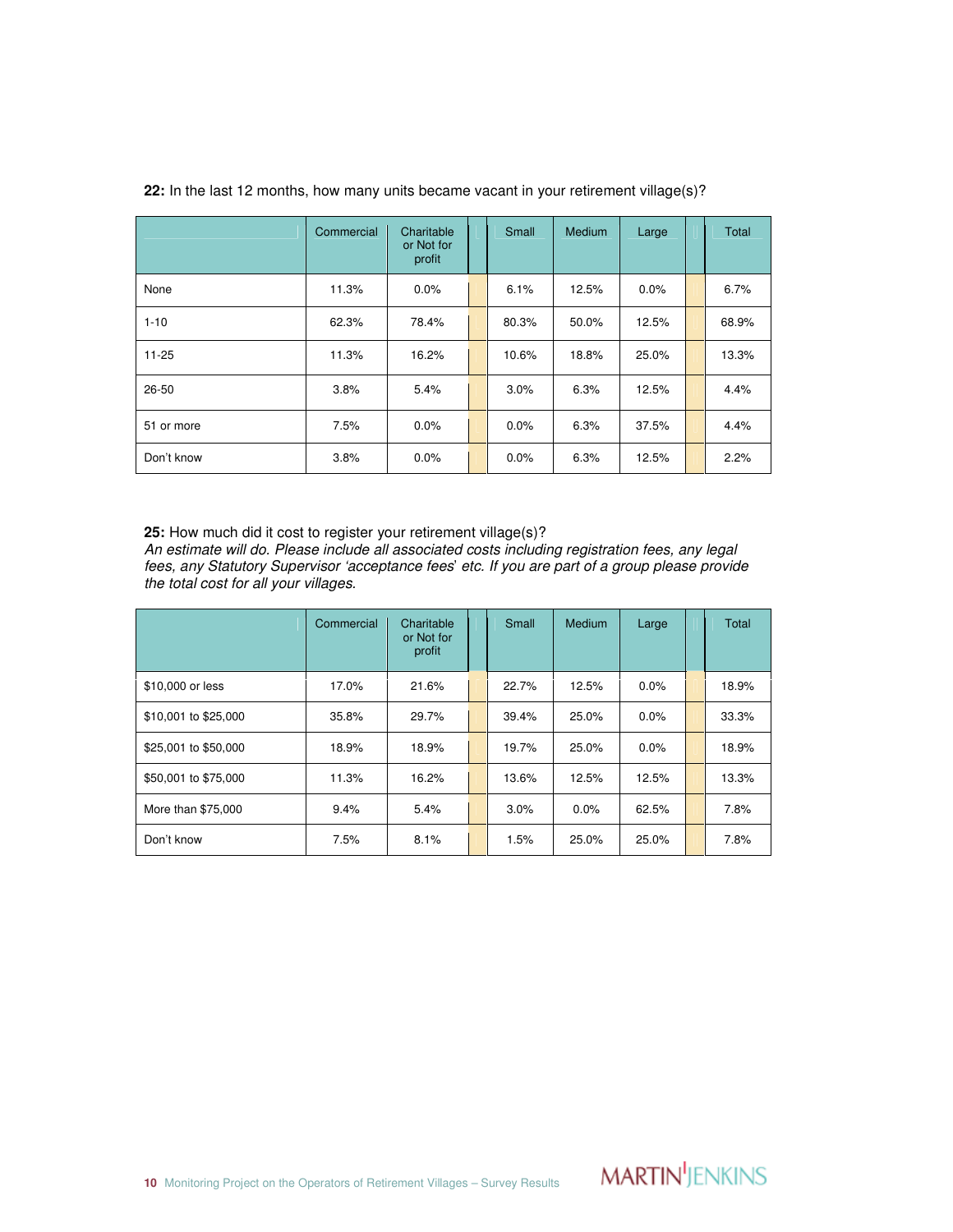**22:** In the last 12 months, how many units became vacant in your retirement village(s)?

| | Commercial | Charitable or Not for profit | Small | Medium | Large | Total |
|---|---|---|---|---|---|---|
| None | 11.3% | 0.0% | 6.1% | 12.5% | 0.0% | 6.7% |
| 1-10 | 62.3% | 78.4% | 80.3% | 50.0% | 12.5% | 68.9% |
| 11-25 | 11.3% | 16.2% | 10.6% | 18.8% | 25.0% | 13.3% |
| 26-50 | 3.8% | 5.4% | 3.0% | 6.3% | 12.5% | 4.4% |
| 51 or more | 7.5% | 0.0% | 0.0% | 6.3% | 37.5% | 4.4% |
| Don't know | 3.8% | 0.0% | 0.0% | 6.3% | 12.5% | 2.2% |

**25:** How much did it cost to register your retirement village(s)?
*An estimate will do. Please include all associated costs including registration fees, any legal fees, any Statutory Supervisor 'acceptance fees' etc. If you are part of a group please provide the total cost for all your villages.*

| | Commercial | Charitable or Not for profit | Small | Medium | Large | Total |
|---|---|---|---|---|---|---|
| $10,000 or less | 17.0% | 21.6% | 22.7% | 12.5% | 0.0% | 18.9% |
| $10,001 to $25,000 | 35.8% | 29.7% | 39.4% | 25.0% | 0.0% | 33.3% |
| $25,001 to $50,000 | 18.9% | 18.9% | 19.7% | 25.0% | 0.0% | 18.9% |
| $50,001 to $75,000 | 11.3% | 16.2% | 13.6% | 12.5% | 12.5% | 13.3% |
| More than $75,000 | 9.4% | 5.4% | 3.0% | 0.0% | 62.5% | 7.8% |
| Don't know | 7.5% | 8.1% | 1.5% | 25.0% | 25.0% | 7.8% |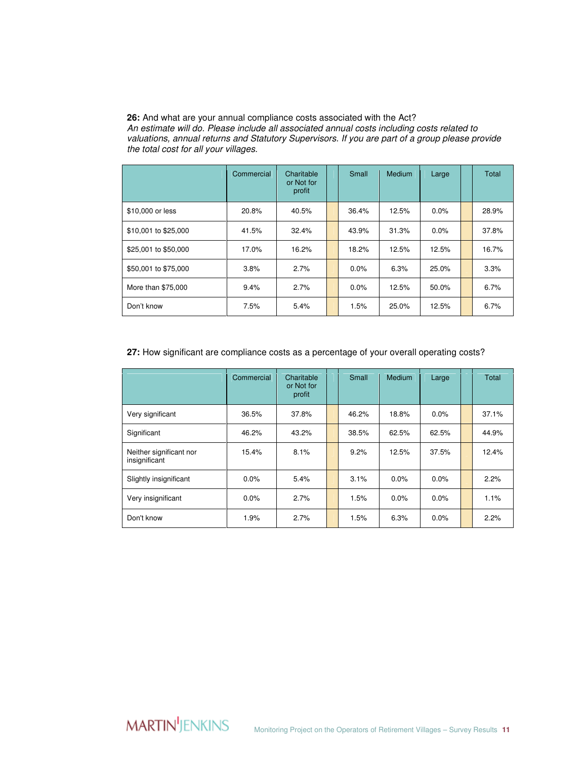**26:** And what are your annual compliance costs associated with the Act?
*An estimate will do. Please include all associated annual costs including costs related to valuations, annual returns and Statutory Supervisors. If you are part of a group please provide the total cost for all your villages.*

| | Commercial | Charitable or Not for profit | | Small | Medium | Large | | Total |
|---|---|---|---|---|---|---|---|---|
| $10,000 or less | 20.8% | 40.5% | | 36.4% | 12.5% | 0.0% | | 28.9% |
| $10,001 to $25,000 | 41.5% | 32.4% | | 43.9% | 31.3% | 0.0% | | 37.8% |
| $25,001 to $50,000 | 17.0% | 16.2% | | 18.2% | 12.5% | 12.5% | | 16.7% |
| $50,001 to $75,000 | 3.8% | 2.7% | | 0.0% | 6.3% | 25.0% | | 3.3% |
| More than $75,000 | 9.4% | 2.7% | | 0.0% | 12.5% | 50.0% | | 6.7% |
| Don't know | 7.5% | 5.4% | | 1.5% | 25.0% | 12.5% | | 6.7% |

**27:** How significant are compliance costs as a percentage of your overall operating costs?

| | Commercial | Charitable or Not for profit | | Small | Medium | Large | | Total |
|---|---|---|---|---|---|---|---|---|
| Very significant | 36.5% | 37.8% | | 46.2% | 18.8% | 0.0% | | 37.1% |
| Significant | 46.2% | 43.2% | | 38.5% | 62.5% | 62.5% | | 44.9% |
| Neither significant nor insignificant | 15.4% | 8.1% | | 9.2% | 12.5% | 37.5% | | 12.4% |
| Slightly insignificant | 0.0% | 5.4% | | 3.1% | 0.0% | 0.0% | | 2.2% |
| Very insignificant | 0.0% | 2.7% | | 1.5% | 0.0% | 0.0% | | 1.1% |
| Don't know | 1.9% | 2.7% | | 1.5% | 6.3% | 0.0% | | 2.2% |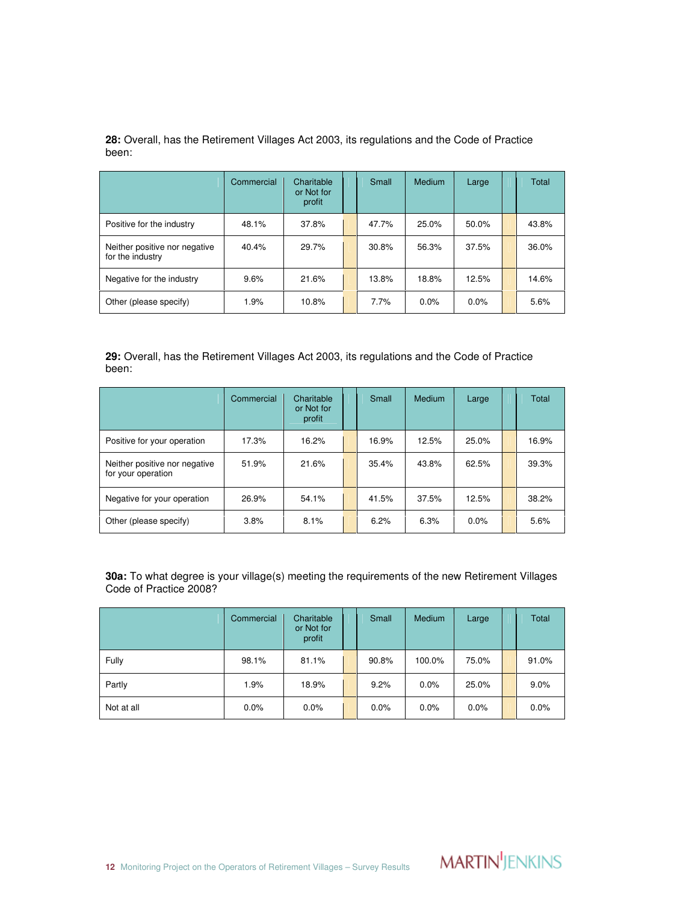**28:** Overall, has the Retirement Villages Act 2003, its regulations and the Code of Practice been:

| | Commercial | Charitable or Not for profit | Small | Medium | Large | Total |
|---|---|---|---|---|---|---|
| Positive for the industry | 48.1% | 37.8% | 47.7% | 25.0% | 50.0% | 43.8% |
| Neither positive nor negative for the industry | 40.4% | 29.7% | 30.8% | 56.3% | 37.5% | 36.0% |
| Negative for the industry | 9.6% | 21.6% | 13.8% | 18.8% | 12.5% | 14.6% |
| Other (please specify) | 1.9% | 10.8% | 7.7% | 0.0% | 0.0% | 5.6% |

**29:** Overall, has the Retirement Villages Act 2003, its regulations and the Code of Practice been:

| | Commercial | Charitable or Not for profit | Small | Medium | Large | Total |
|---|---|---|---|---|---|---|
| Positive for your operation | 17.3% | 16.2% | 16.9% | 12.5% | 25.0% | 16.9% |
| Neither positive nor negative for your operation | 51.9% | 21.6% | 35.4% | 43.8% | 62.5% | 39.3% |
| Negative for your operation | 26.9% | 54.1% | 41.5% | 37.5% | 12.5% | 38.2% |
| Other (please specify) | 3.8% | 8.1% | 6.2% | 6.3% | 0.0% | 5.6% |

**30a:** To what degree is your village(s) meeting the requirements of the new Retirement Villages Code of Practice 2008?

| | Commercial | Charitable or Not for profit | Small | Medium | Large | Total |
|---|---|---|---|---|---|---|
| Fully | 98.1% | 81.1% | 90.8% | 100.0% | 75.0% | 91.0% |
| Partly | 1.9% | 18.9% | 9.2% | 0.0% | 25.0% | 9.0% |
| Not at all | 0.0% | 0.0% | 0.0% | 0.0% | 0.0% | 0.0% |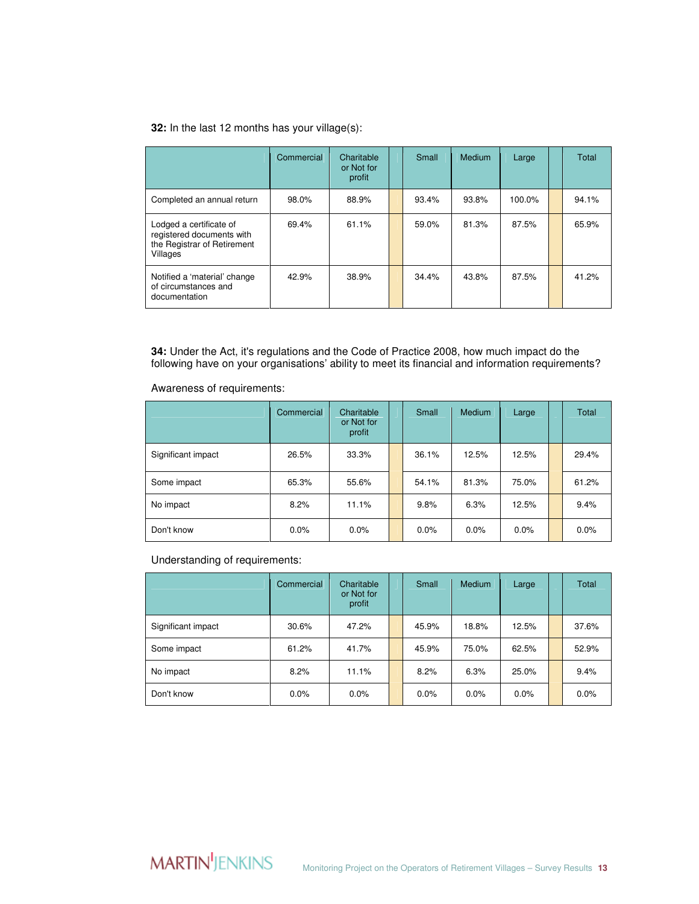**32:** In the last 12 months has your village(s):

| | Commercial | Charitable or Not for profit | | Small | Medium | Large | | Total |
|---|---|---|---|---|---|---|---|---|
| Completed an annual return | 98.0% | 88.9% | | 93.4% | 93.8% | 100.0% | | 94.1% |
| Lodged a certificate of registered documents with the Registrar of Retirement Villages | 69.4% | 61.1% | | 59.0% | 81.3% | 87.5% | | 65.9% |
| Notified a 'material' change of circumstances and documentation | 42.9% | 38.9% | | 34.4% | 43.8% | 87.5% | | 41.2% |

**34:** Under the Act, it's regulations and the Code of Practice 2008, how much impact do the following have on your organisations' ability to meet its financial and information requirements?

Awareness of requirements:

| | Commercial | Charitable or Not for profit | | Small | Medium | Large | | Total |
|---|---|---|---|---|---|---|---|---|
| Significant impact | 26.5% | 33.3% | | 36.1% | 12.5% | 12.5% | | 29.4% |
| Some impact | 65.3% | 55.6% | | 54.1% | 81.3% | 75.0% | | 61.2% |
| No impact | 8.2% | 11.1% | | 9.8% | 6.3% | 12.5% | | 9.4% |
| Don't know | 0.0% | 0.0% | | 0.0% | 0.0% | 0.0% | | 0.0% |

Understanding of requirements:

| | Commercial | Charitable or Not for profit | | Small | Medium | Large | | Total |
|---|---|---|---|---|---|---|---|---|
| Significant impact | 30.6% | 47.2% | | 45.9% | 18.8% | 12.5% | | 37.6% |
| Some impact | 61.2% | 41.7% | | 45.9% | 75.0% | 62.5% | | 52.9% |
| No impact | 8.2% | 11.1% | | 8.2% | 6.3% | 25.0% | | 9.4% |
| Don't know | 0.0% | 0.0% | | 0.0% | 0.0% | 0.0% | | 0.0% |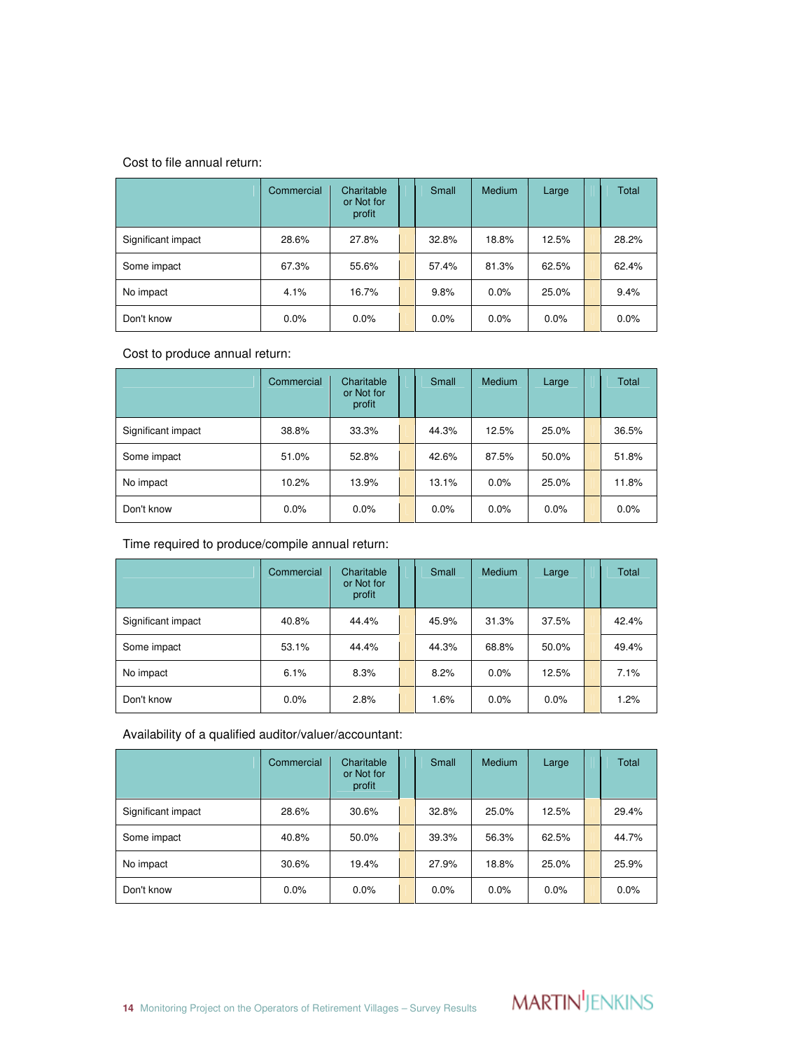Cost to file annual return:

| | Commercial | Charitable or Not for profit | Small | Medium | Large | Total |
|---|---|---|---|---|---|---|
| Significant impact | 28.6% | 27.8% | 32.8% | 18.8% | 12.5% | 28.2% |
| Some impact | 67.3% | 55.6% | 57.4% | 81.3% | 62.5% | 62.4% |
| No impact | 4.1% | 16.7% | 9.8% | 0.0% | 25.0% | 9.4% |
| Don't know | 0.0% | 0.0% | 0.0% | 0.0% | 0.0% | 0.0% |

Cost to produce annual return:

| | Commercial | Charitable or Not for profit | Small | Medium | Large | Total |
|---|---|---|---|---|---|---|
| Significant impact | 38.8% | 33.3% | 44.3% | 12.5% | 25.0% | 36.5% |
| Some impact | 51.0% | 52.8% | 42.6% | 87.5% | 50.0% | 51.8% |
| No impact | 10.2% | 13.9% | 13.1% | 0.0% | 25.0% | 11.8% |
| Don't know | 0.0% | 0.0% | 0.0% | 0.0% | 0.0% | 0.0% |

Time required to produce/compile annual return:

| | Commercial | Charitable or Not for profit | Small | Medium | Large | Total |
|---|---|---|---|---|---|---|
| Significant impact | 40.8% | 44.4% | 45.9% | 31.3% | 37.5% | 42.4% |
| Some impact | 53.1% | 44.4% | 44.3% | 68.8% | 50.0% | 49.4% |
| No impact | 6.1% | 8.3% | 8.2% | 0.0% | 12.5% | 7.1% |
| Don't know | 0.0% | 2.8% | 1.6% | 0.0% | 0.0% | 1.2% |

Availability of a qualified auditor/valuer/accountant:

| | Commercial | Charitable or Not for profit | Small | Medium | Large | Total |
|---|---|---|---|---|---|---|
| Significant impact | 28.6% | 30.6% | 32.8% | 25.0% | 12.5% | 29.4% |
| Some impact | 40.8% | 50.0% | 39.3% | 56.3% | 62.5% | 44.7% |
| No impact | 30.6% | 19.4% | 27.9% | 18.8% | 25.0% | 25.9% |
| Don't know | 0.0% | 0.0% | 0.0% | 0.0% | 0.0% | 0.0% |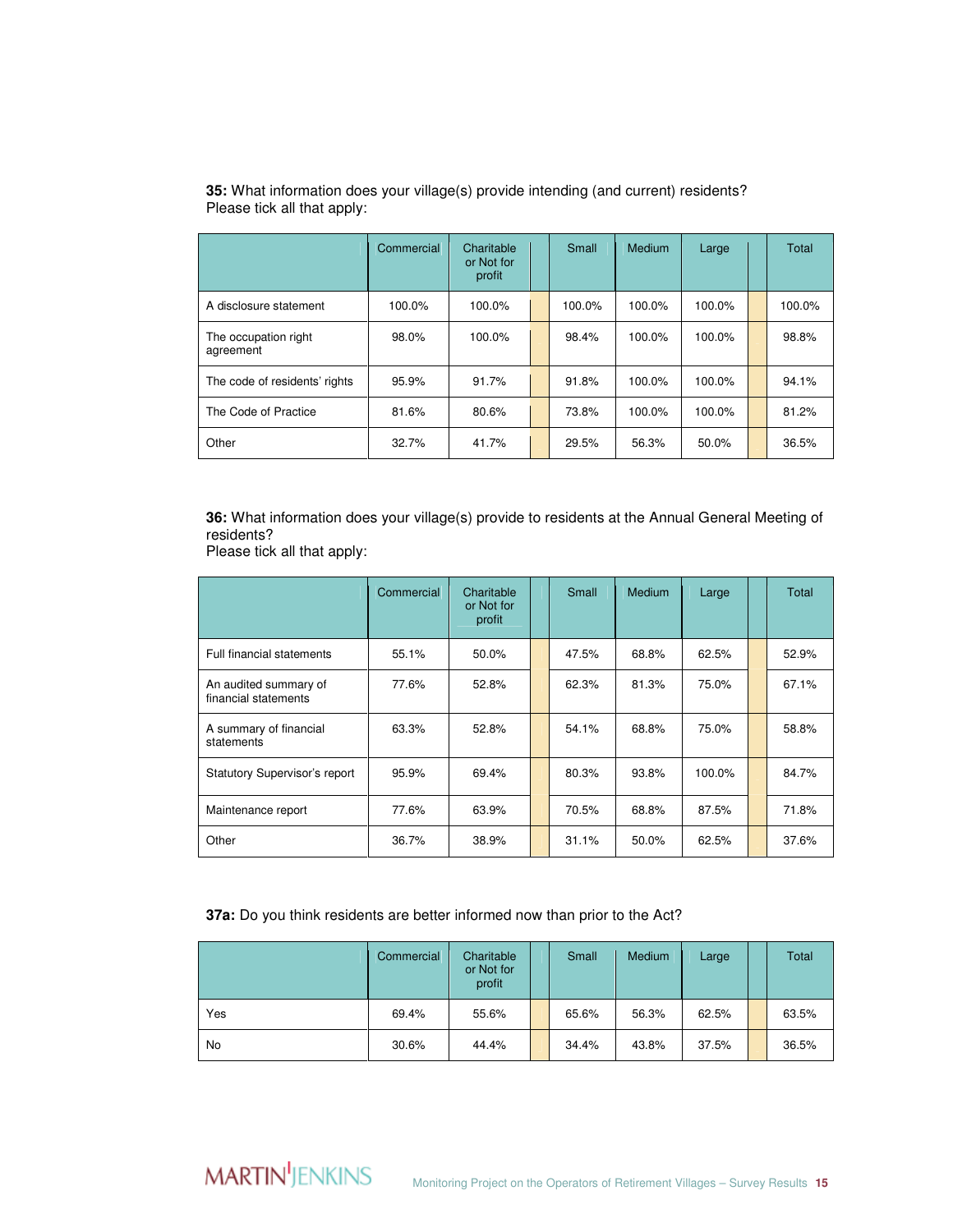**35:** What information does your village(s) provide intending (and current) residents? Please tick all that apply:

| | Commercial | Charitable or Not for profit | | Small | Medium | Large | | Total |
|---|---|---|---|---|---|---|---|---|
| A disclosure statement | 100.0% | 100.0% | | 100.0% | 100.0% | 100.0% | | 100.0% |
| The occupation right agreement | 98.0% | 100.0% | | 98.4% | 100.0% | 100.0% | | 98.8% |
| The code of residents' rights | 95.9% | 91.7% | | 91.8% | 100.0% | 100.0% | | 94.1% |
| The Code of Practice | 81.6% | 80.6% | | 73.8% | 100.0% | 100.0% | | 81.2% |
| Other | 32.7% | 41.7% | | 29.5% | 56.3% | 50.0% | | 36.5% |

**36:** What information does your village(s) provide to residents at the Annual General Meeting of residents?
Please tick all that apply:

| | Commercial | Charitable or Not for profit | | Small | Medium | Large | | Total |
|---|---|---|---|---|---|---|---|---|
| Full financial statements | 55.1% | 50.0% | | 47.5% | 68.8% | 62.5% | | 52.9% |
| An audited summary of financial statements | 77.6% | 52.8% | | 62.3% | 81.3% | 75.0% | | 67.1% |
| A summary of financial statements | 63.3% | 52.8% | | 54.1% | 68.8% | 75.0% | | 58.8% |
| Statutory Supervisor's report | 95.9% | 69.4% | | 80.3% | 93.8% | 100.0% | | 84.7% |
| Maintenance report | 77.6% | 63.9% | | 70.5% | 68.8% | 87.5% | | 71.8% |
| Other | 36.7% | 38.9% | | 31.1% | 50.0% | 62.5% | | 37.6% |

**37a:** Do you think residents are better informed now than prior to the Act?

| | Commercial | Charitable or Not for profit | | Small | Medium | Large | | Total |
|---|---|---|---|---|---|---|---|---|
| Yes | 69.4% | 55.6% | | 65.6% | 56.3% | 62.5% | | 63.5% |
| No | 30.6% | 44.4% | | 34.4% | 43.8% | 37.5% | | 36.5% |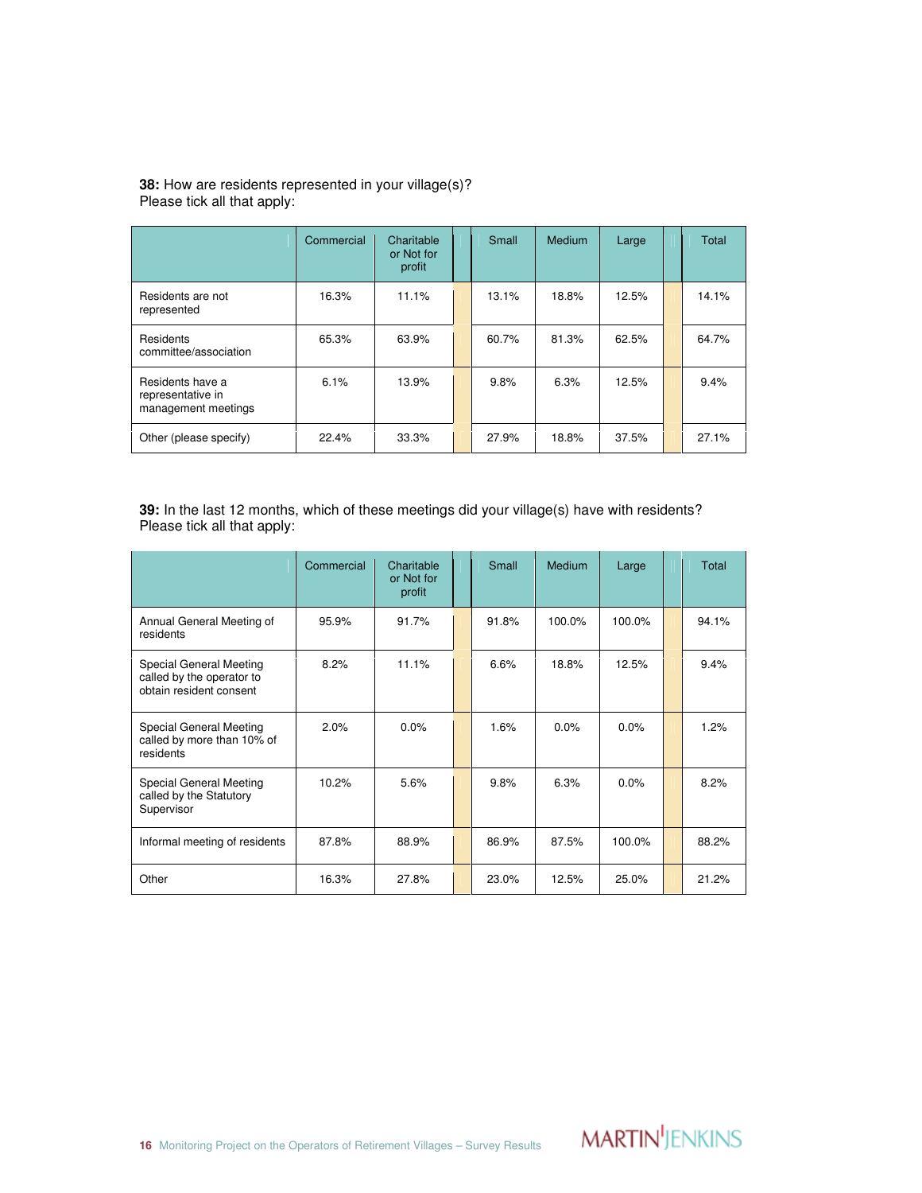**38:** How are residents represented in your village(s)?
Please tick all that apply:

| | Commercial | Charitable or Not for profit | Small | Medium | Large | Total |
|---|---|---|---|---|---|---|
| Residents are not represented | 16.3% | 11.1% | 13.1% | 18.8% | 12.5% | 14.1% |
| Residents committee/association | 65.3% | 63.9% | 60.7% | 81.3% | 62.5% | 64.7% |
| Residents have a representative in management meetings | 6.1% | 13.9% | 9.8% | 6.3% | 12.5% | 9.4% |
| Other (please specify) | 22.4% | 33.3% | 27.9% | 18.8% | 37.5% | 27.1% |

**39:** In the last 12 months, which of these meetings did your village(s) have with residents?
Please tick all that apply:

| | Commercial | Charitable or Not for profit | Small | Medium | Large | Total |
|---|---|---|---|---|---|---|
| Annual General Meeting of residents | 95.9% | 91.7% | 91.8% | 100.0% | 100.0% | 94.1% |
| Special General Meeting called by the operator to obtain resident consent | 8.2% | 11.1% | 6.6% | 18.8% | 12.5% | 9.4% |
| Special General Meeting called by more than 10% of residents | 2.0% | 0.0% | 1.6% | 0.0% | 0.0% | 1.2% |
| Special General Meeting called by the Statutory Supervisor | 10.2% | 5.6% | 9.8% | 6.3% | 0.0% | 8.2% |
| Informal meeting of residents | 87.8% | 88.9% | 86.9% | 87.5% | 100.0% | 88.2% |
| Other | 16.3% | 27.8% | 23.0% | 12.5% | 25.0% | 21.2% |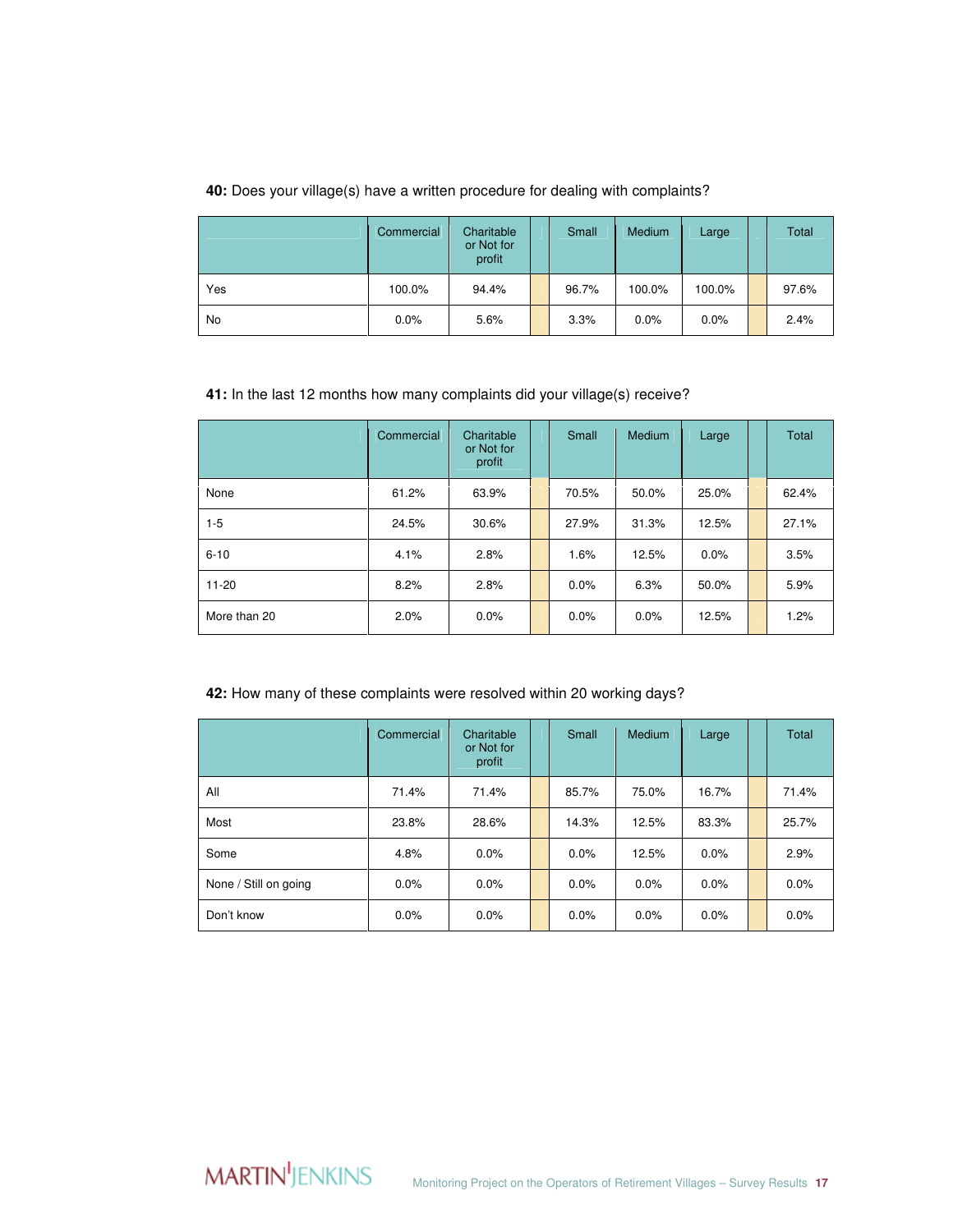**40:** Does your village(s) have a written procedure for dealing with complaints?

| | Commercial | Charitable or Not for profit | | Small | Medium | Large | | Total |
|---|---|---|---|---|---|---|---|---|
| Yes | 100.0% | 94.4% | | 96.7% | 100.0% | 100.0% | | 97.6% |
| No | 0.0% | 5.6% | | 3.3% | 0.0% | 0.0% | | 2.4% |

**41:** In the last 12 months how many complaints did your village(s) receive?

| | Commercial | Charitable or Not for profit | | Small | Medium | Large | | Total |
|---|---|---|---|---|---|---|---|---|
| None | 61.2% | 63.9% | | 70.5% | 50.0% | 25.0% | | 62.4% |
| 1-5 | 24.5% | 30.6% | | 27.9% | 31.3% | 12.5% | | 27.1% |
| 6-10 | 4.1% | 2.8% | | 1.6% | 12.5% | 0.0% | | 3.5% |
| 11-20 | 8.2% | 2.8% | | 0.0% | 6.3% | 50.0% | | 5.9% |
| More than 20 | 2.0% | 0.0% | | 0.0% | 0.0% | 12.5% | | 1.2% |

**42:** How many of these complaints were resolved within 20 working days?

| | Commercial | Charitable or Not for profit | | Small | Medium | Large | | Total |
|---|---|---|---|---|---|---|---|---|
| All | 71.4% | 71.4% | | 85.7% | 75.0% | 16.7% | | 71.4% |
| Most | 23.8% | 28.6% | | 14.3% | 12.5% | 83.3% | | 25.7% |
| Some | 4.8% | 0.0% | | 0.0% | 12.5% | 0.0% | | 2.9% |
| None / Still on going | 0.0% | 0.0% | | 0.0% | 0.0% | 0.0% | | 0.0% |
| Don't know | 0.0% | 0.0% | | 0.0% | 0.0% | 0.0% | | 0.0% |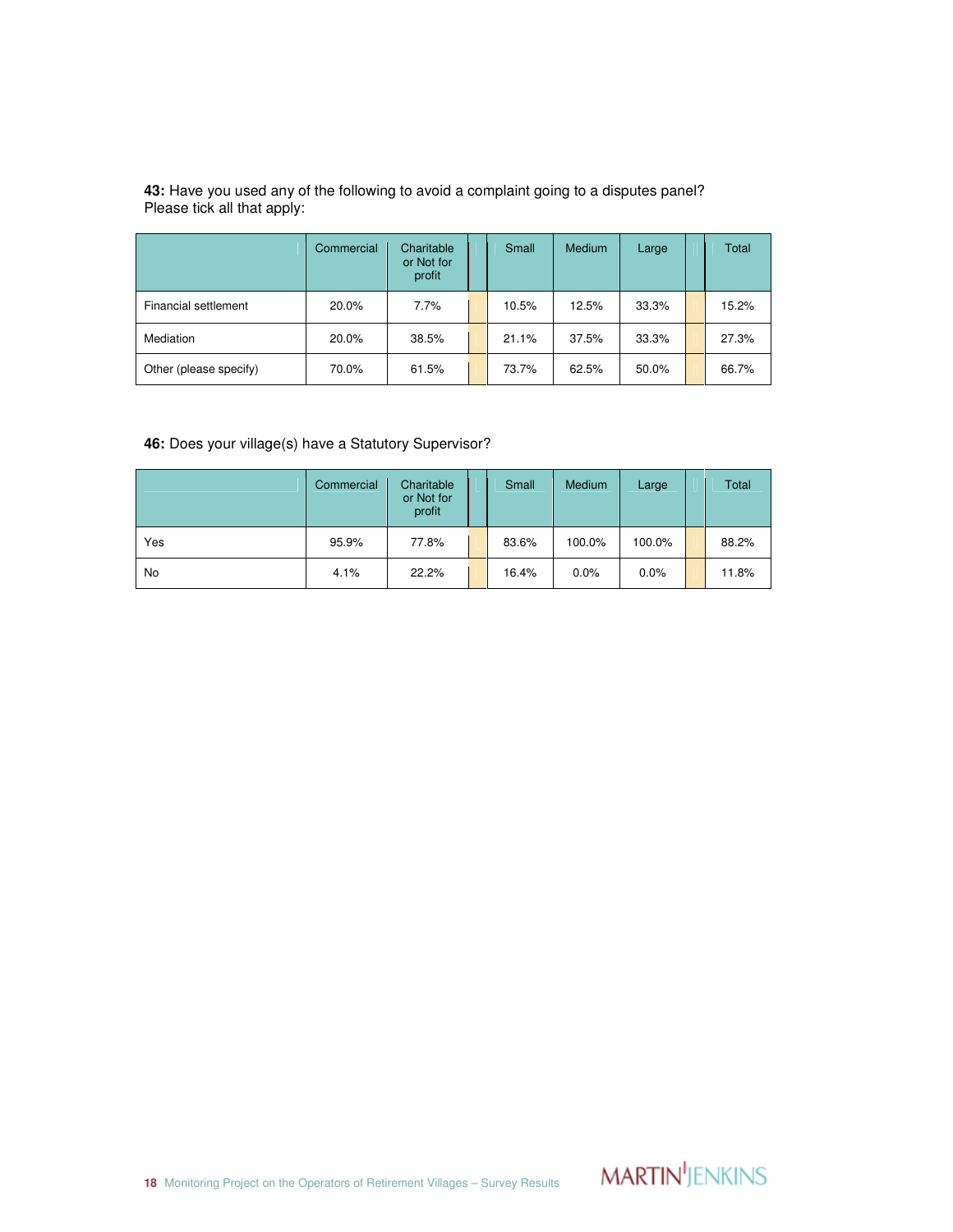**43:** Have you used any of the following to avoid a complaint going to a disputes panel? Please tick all that apply:

| | Commercial | Charitable or Not for profit | Small | Medium | Large | Total |
|---|---|---|---|---|---|---|
| Financial settlement | 20.0% | 7.7% | 10.5% | 12.5% | 33.3% | 15.2% |
| Mediation | 20.0% | 38.5% | 21.1% | 37.5% | 33.3% | 27.3% |
| Other (please specify) | 70.0% | 61.5% | 73.7% | 62.5% | 50.0% | 66.7% |

**46:** Does your village(s) have a Statutory Supervisor?

| | Commercial | Charitable or Not for profit | Small | Medium | Large | Total |
|---|---|---|---|---|---|---|
| Yes | 95.9% | 77.8% | 83.6% | 100.0% | 100.0% | 88.2% |
| No | 4.1% | 22.2% | 16.4% | 0.0% | 0.0% | 11.8% |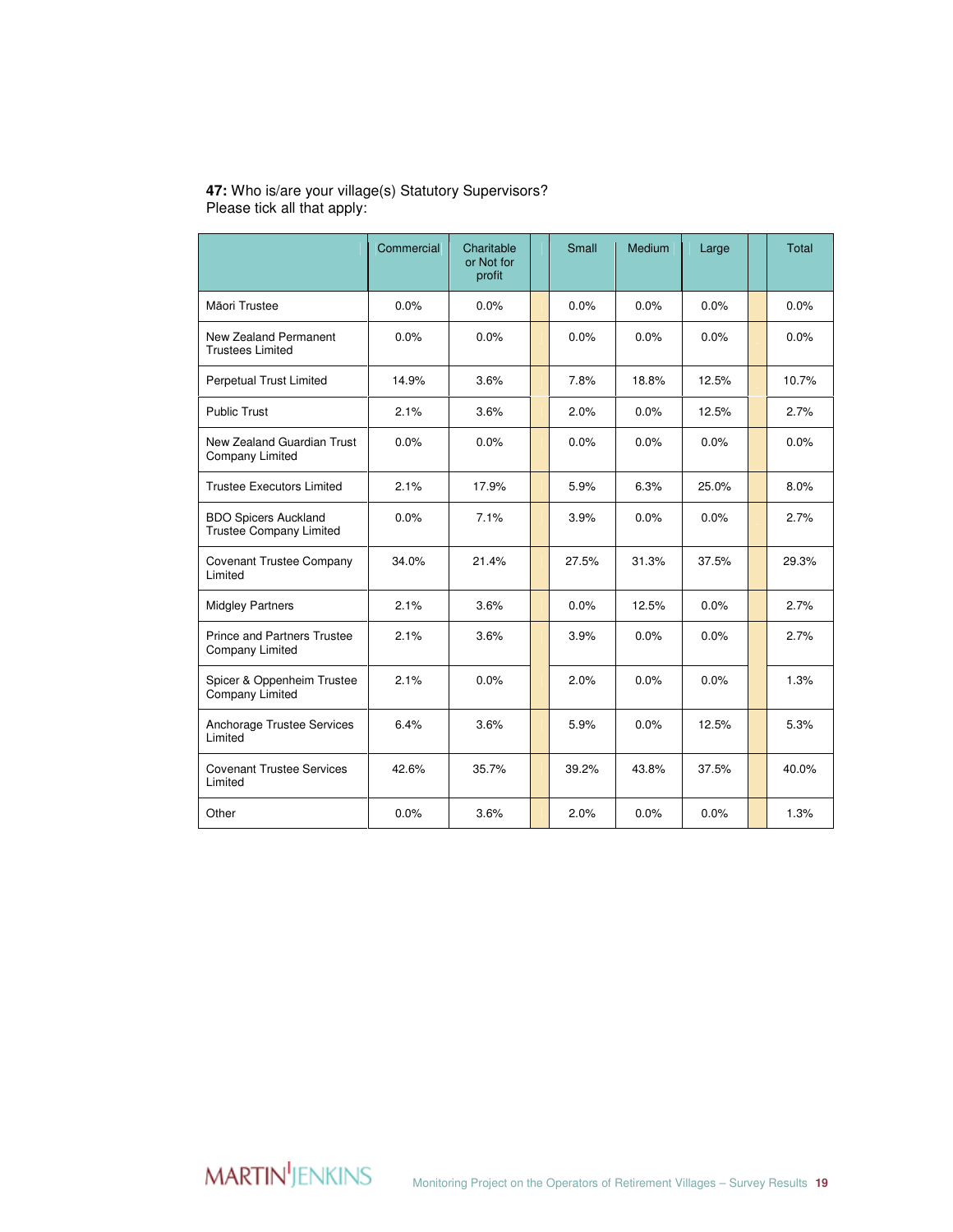**47:** Who is/are your village(s) Statutory Supervisors?
Please tick all that apply:

| | Commercial | Charitable or Not for profit | Small | Medium | Large | Total |
|---|---|---|---|---|---|---|
| Māori Trustee | 0.0% | 0.0% | 0.0% | 0.0% | 0.0% | 0.0% |
| New Zealand Permanent Trustees Limited | 0.0% | 0.0% | 0.0% | 0.0% | 0.0% | 0.0% |
| Perpetual Trust Limited | 14.9% | 3.6% | 7.8% | 18.8% | 12.5% | 10.7% |
| Public Trust | 2.1% | 3.6% | 2.0% | 0.0% | 12.5% | 2.7% |
| New Zealand Guardian Trust Company Limited | 0.0% | 0.0% | 0.0% | 0.0% | 0.0% | 0.0% |
| Trustee Executors Limited | 2.1% | 17.9% | 5.9% | 6.3% | 25.0% | 8.0% |
| BDO Spicers Auckland Trustee Company Limited | 0.0% | 7.1% | 3.9% | 0.0% | 0.0% | 2.7% |
| Covenant Trustee Company Limited | 34.0% | 21.4% | 27.5% | 31.3% | 37.5% | 29.3% |
| Midgley Partners | 2.1% | 3.6% | 0.0% | 12.5% | 0.0% | 2.7% |
| Prince and Partners Trustee Company Limited | 2.1% | 3.6% | 3.9% | 0.0% | 0.0% | 2.7% |
| Spicer & Oppenheim Trustee Company Limited | 2.1% | 0.0% | 2.0% | 0.0% | 0.0% | 1.3% |
| Anchorage Trustee Services Limited | 6.4% | 3.6% | 5.9% | 0.0% | 12.5% | 5.3% |
| Covenant Trustee Services Limited | 42.6% | 35.7% | 39.2% | 43.8% | 37.5% | 40.0% |
| Other | 0.0% | 3.6% | 2.0% | 0.0% | 0.0% | 1.3% |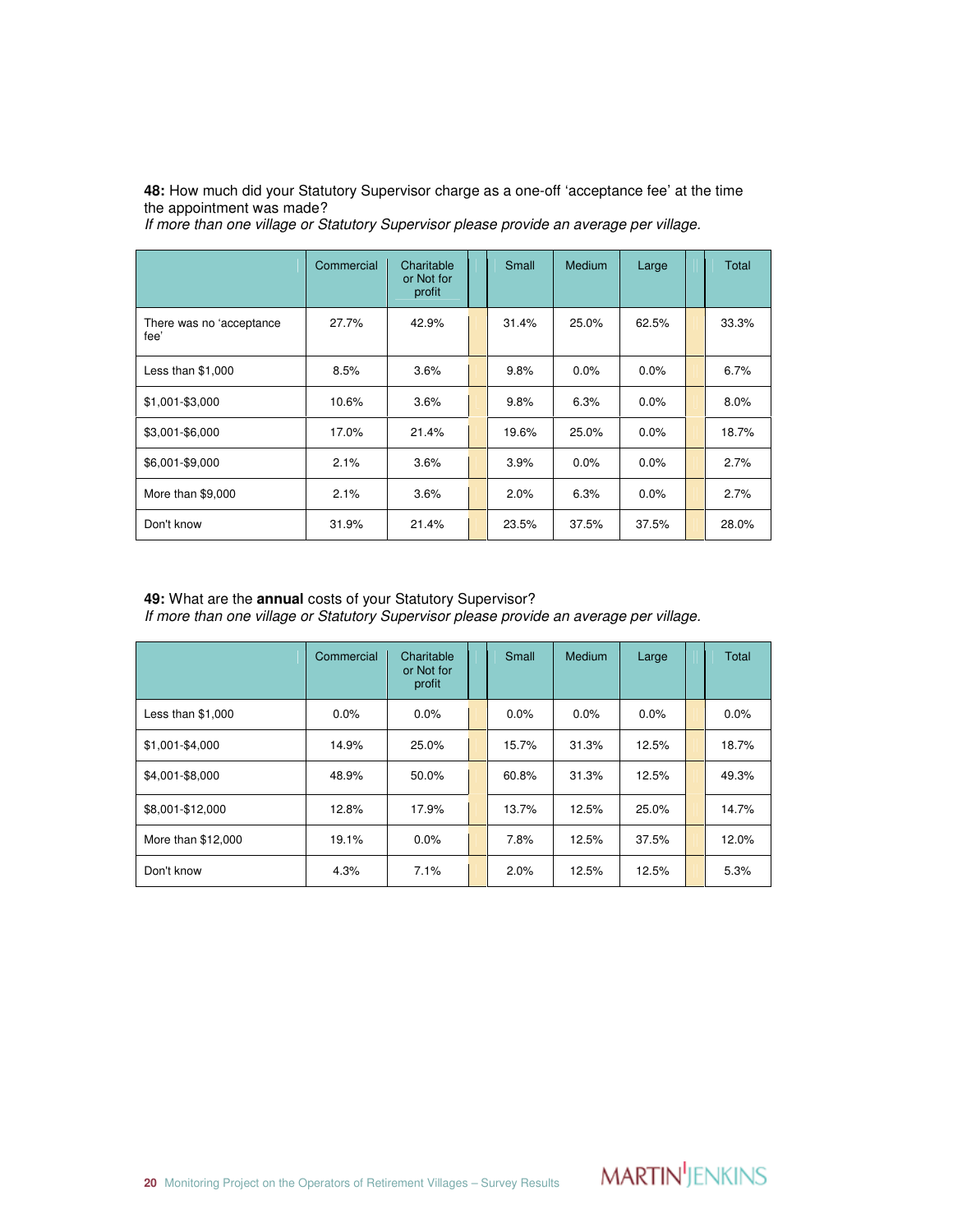**48:** How much did your Statutory Supervisor charge as a one-off 'acceptance fee' at the time the appointment was made?
*If more than one village or Statutory Supervisor please provide an average per village.*

| | Commercial | Charitable or Not for profit | Small | Medium | Large | Total |
|---|---|---|---|---|---|---|
| There was no 'acceptance fee' | 27.7% | 42.9% | 31.4% | 25.0% | 62.5% | 33.3% |
| Less than $1,000 | 8.5% | 3.6% | 9.8% | 0.0% | 0.0% | 6.7% |
| $1,001-$3,000 | 10.6% | 3.6% | 9.8% | 6.3% | 0.0% | 8.0% |
| $3,001-$6,000 | 17.0% | 21.4% | 19.6% | 25.0% | 0.0% | 18.7% |
| $6,001-$9,000 | 2.1% | 3.6% | 3.9% | 0.0% | 0.0% | 2.7% |
| More than $9,000 | 2.1% | 3.6% | 2.0% | 6.3% | 0.0% | 2.7% |
| Don't know | 31.9% | 21.4% | 23.5% | 37.5% | 37.5% | 28.0% |

**49:** What are the **annual** costs of your Statutory Supervisor?
*If more than one village or Statutory Supervisor please provide an average per village.*

| | Commercial | Charitable or Not for profit | Small | Medium | Large | Total |
|---|---|---|---|---|---|---|
| Less than $1,000 | 0.0% | 0.0% | 0.0% | 0.0% | 0.0% | 0.0% |
| $1,001-$4,000 | 14.9% | 25.0% | 15.7% | 31.3% | 12.5% | 18.7% |
| $4,001-$8,000 | 48.9% | 50.0% | 60.8% | 31.3% | 12.5% | 49.3% |
| $8,001-$12,000 | 12.8% | 17.9% | 13.7% | 12.5% | 25.0% | 14.7% |
| More than $12,000 | 19.1% | 0.0% | 7.8% | 12.5% | 37.5% | 12.0% |
| Don't know | 4.3% | 7.1% | 2.0% | 12.5% | 12.5% | 5.3% |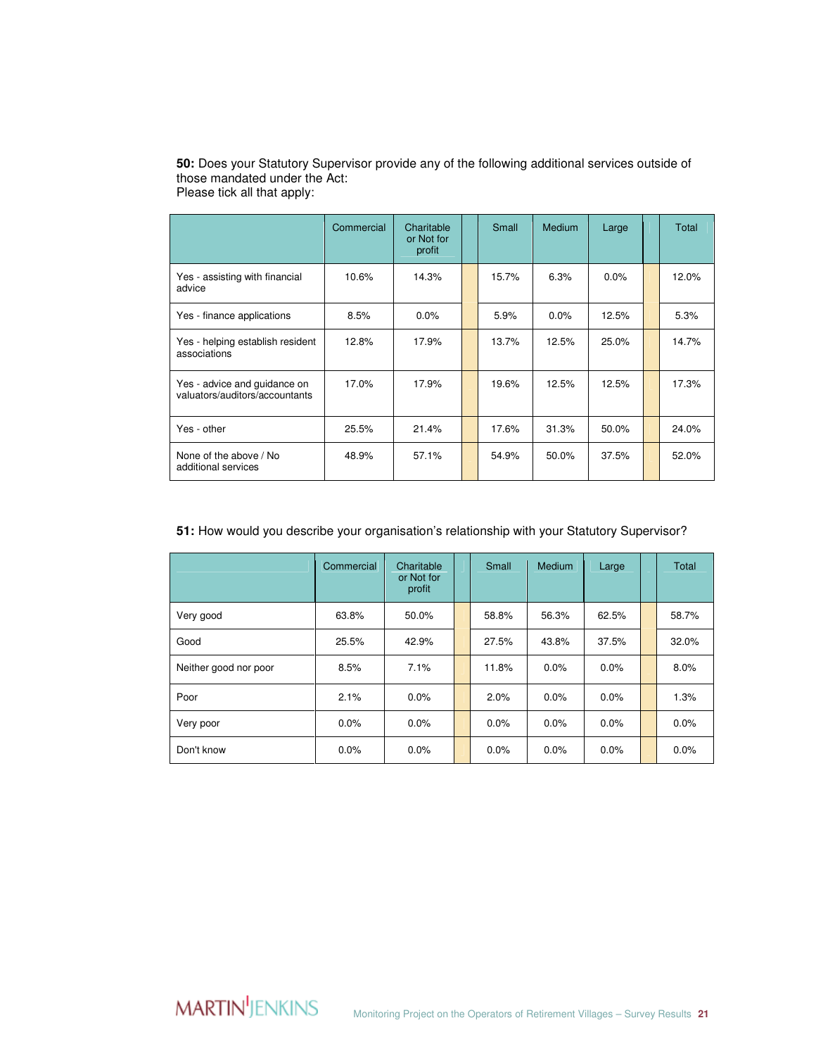**50:** Does your Statutory Supervisor provide any of the following additional services outside of those mandated under the Act:
Please tick all that apply:

| | Commercial | Charitable or Not for profit | | Small | Medium | Large | | Total |
|---|---|---|---|---|---|---|---|---|
| Yes - assisting with financial advice | 10.6% | 14.3% | | 15.7% | 6.3% | 0.0% | | 12.0% |
| Yes - finance applications | 8.5% | 0.0% | | 5.9% | 0.0% | 12.5% | | 5.3% |
| Yes - helping establish resident associations | 12.8% | 17.9% | | 13.7% | 12.5% | 25.0% | | 14.7% |
| Yes - advice and guidance on valuators/auditors/accountants | 17.0% | 17.9% | | 19.6% | 12.5% | 12.5% | | 17.3% |
| Yes - other | 25.5% | 21.4% | | 17.6% | 31.3% | 50.0% | | 24.0% |
| None of the above / No additional services | 48.9% | 57.1% | | 54.9% | 50.0% | 37.5% | | 52.0% |

**51:** How would you describe your organisation's relationship with your Statutory Supervisor?

| | Commercial | Charitable or Not for profit | | Small | Medium | Large | | Total |
|---|---|---|---|---|---|---|---|---|
| Very good | 63.8% | 50.0% | | 58.8% | 56.3% | 62.5% | | 58.7% |
| Good | 25.5% | 42.9% | | 27.5% | 43.8% | 37.5% | | 32.0% |
| Neither good nor poor | 8.5% | 7.1% | | 11.8% | 0.0% | 0.0% | | 8.0% |
| Poor | 2.1% | 0.0% | | 2.0% | 0.0% | 0.0% | | 1.3% |
| Very poor | 0.0% | 0.0% | | 0.0% | 0.0% | 0.0% | | 0.0% |
| Don't know | 0.0% | 0.0% | | 0.0% | 0.0% | 0.0% | | 0.0% |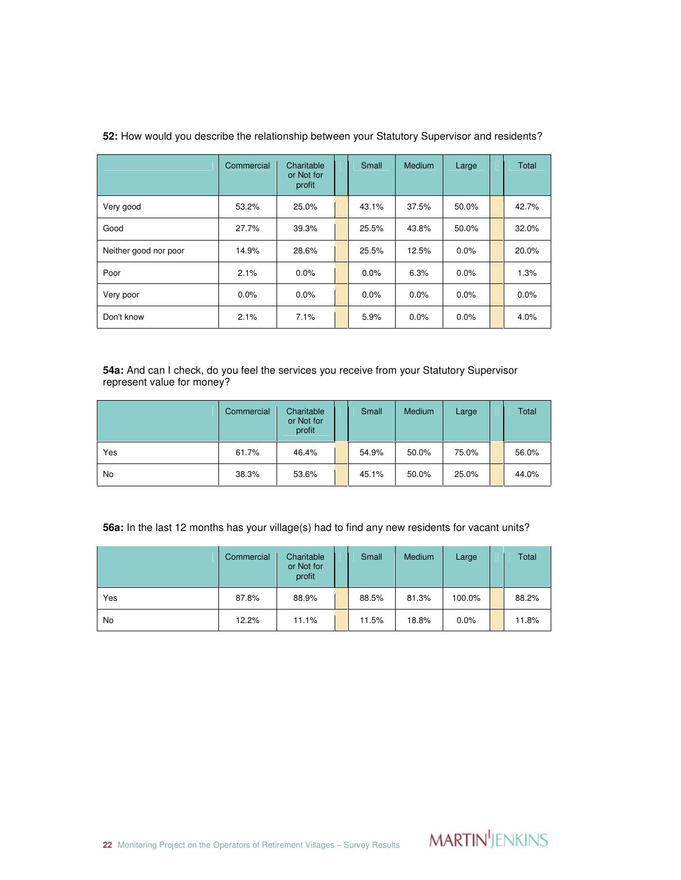**52:** How would you describe the relationship between your Statutory Supervisor and residents?

| | Commercial | Charitable or Not for profit | Small | Medium | Large | Total |
|---|---|---|---|---|---|---|
| Very good | 53.2% | 25.0% | 43.1% | 37.5% | 50.0% | 42.7% |
| Good | 27.7% | 39.3% | 25.5% | 43.8% | 50.0% | 32.0% |
| Neither good nor poor | 14.9% | 28.6% | 25.5% | 12.5% | 0.0% | 20.0% |
| Poor | 2.1% | 0.0% | 0.0% | 6.3% | 0.0% | 1.3% |
| Very poor | 0.0% | 0.0% | 0.0% | 0.0% | 0.0% | 0.0% |
| Don't know | 2.1% | 7.1% | 5.9% | 0.0% | 0.0% | 4.0% |

**54a:** And can I check, do you feel the services you receive from your Statutory Supervisor represent value for money?

| | Commercial | Charitable or Not for profit | Small | Medium | Large | Total |
|---|---|---|---|---|---|---|
| Yes | 61.7% | 46.4% | 54.9% | 50.0% | 75.0% | 56.0% |
| No | 38.3% | 53.6% | 45.1% | 50.0% | 25.0% | 44.0% |

**56a:** In the last 12 months has your village(s) had to find any new residents for vacant units?

| | Commercial | Charitable or Not for profit | Small | Medium | Large | Total |
|---|---|---|---|---|---|---|
| Yes | 87.8% | 88.9% | 88.5% | 81.3% | 100.0% | 88.2% |
| No | 12.2% | 11.1% | 11.5% | 18.8% | 0.0% | 11.8% |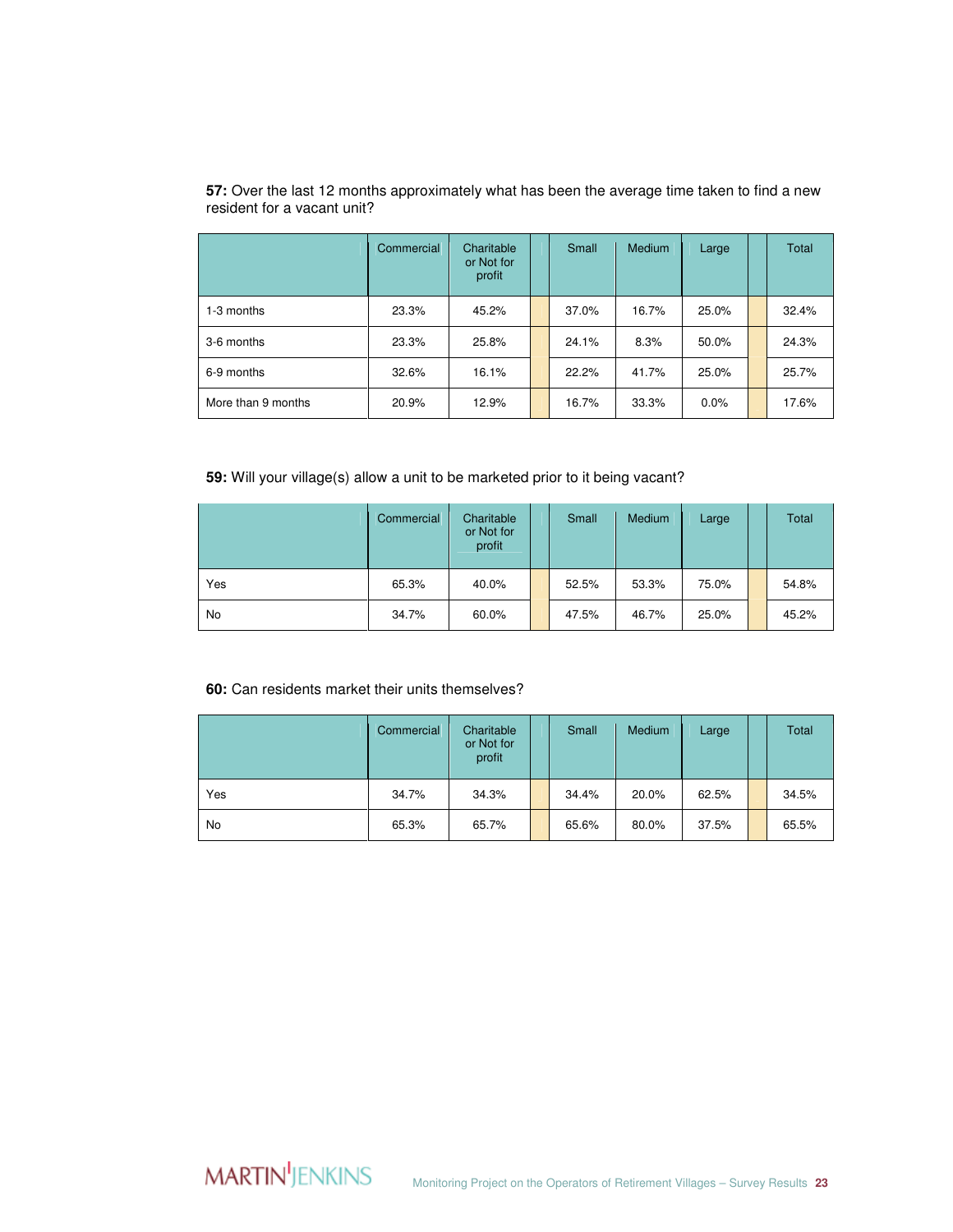**57:** Over the last 12 months approximately what has been the average time taken to find a new resident for a vacant unit?

| | Commercial | Charitable or Not for profit | | Small | Medium | Large | | Total |
|---|---|---|---|---|---|---|---|---|
| 1-3 months | 23.3% | 45.2% | | 37.0% | 16.7% | 25.0% | | 32.4% |
| 3-6 months | 23.3% | 25.8% | | 24.1% | 8.3% | 50.0% | | 24.3% |
| 6-9 months | 32.6% | 16.1% | | 22.2% | 41.7% | 25.0% | | 25.7% |
| More than 9 months | 20.9% | 12.9% | | 16.7% | 33.3% | 0.0% | | 17.6% |

**59:** Will your village(s) allow a unit to be marketed prior to it being vacant?

| | Commercial | Charitable or Not for profit | | Small | Medium | Large | | Total |
|---|---|---|---|---|---|---|---|---|
| Yes | 65.3% | 40.0% | | 52.5% | 53.3% | 75.0% | | 54.8% |
| No | 34.7% | 60.0% | | 47.5% | 46.7% | 25.0% | | 45.2% |

**60:** Can residents market their units themselves?

| | Commercial | Charitable or Not for profit | | Small | Medium | Large | | Total |
|---|---|---|---|---|---|---|---|---|
| Yes | 34.7% | 34.3% | | 34.4% | 20.0% | 62.5% | | 34.5% |
| No | 65.3% | 65.7% | | 65.6% | 80.0% | 37.5% | | 65.5% |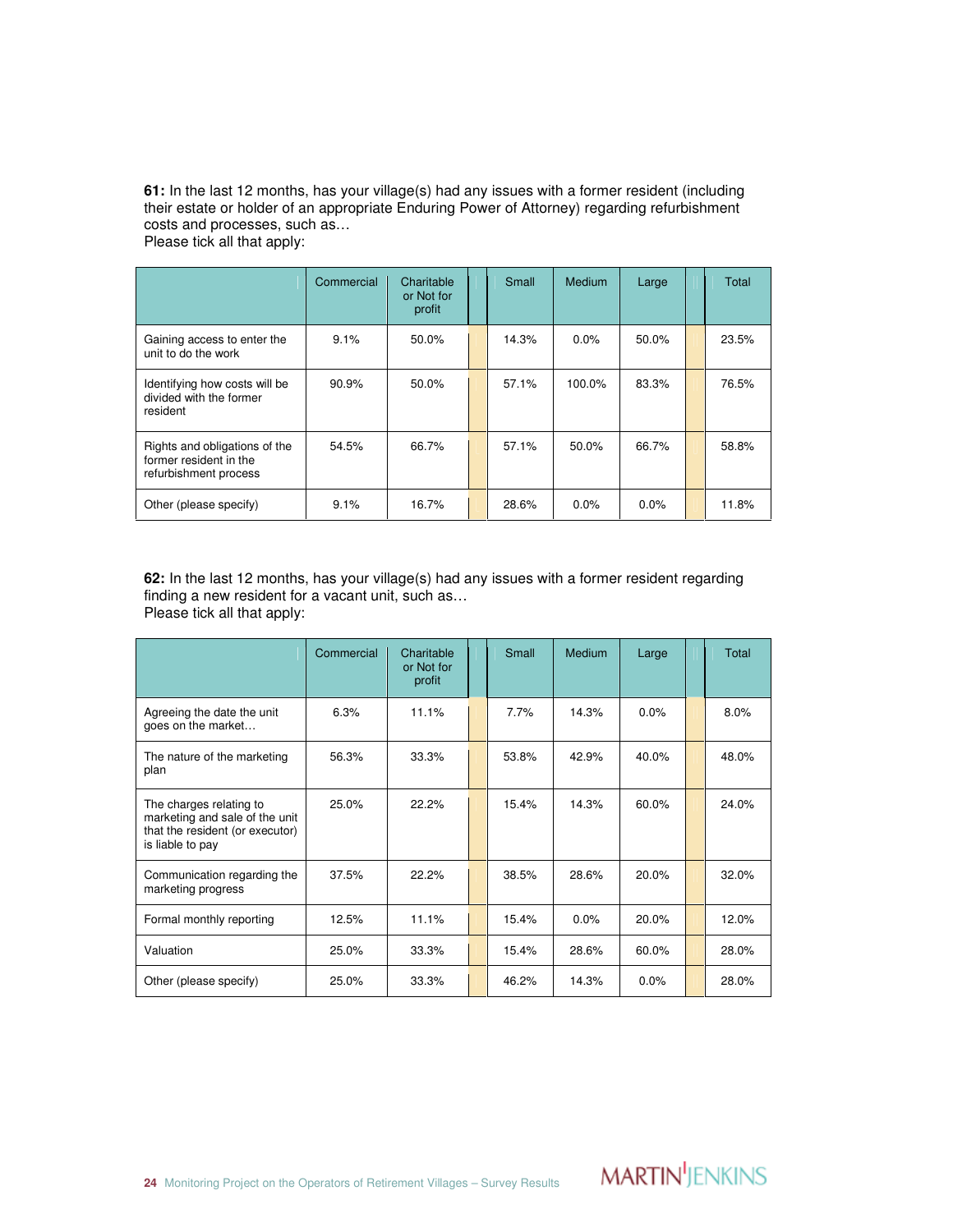**61:** In the last 12 months, has your village(s) had any issues with a former resident (including their estate or holder of an appropriate Enduring Power of Attorney) regarding refurbishment costs and processes, such as…
Please tick all that apply:

| | Commercial | Charitable or Not for profit | Small | Medium | Large | Total |
|---|---|---|---|---|---|---|
| Gaining access to enter the unit to do the work | 9.1% | 50.0% | 14.3% | 0.0% | 50.0% | 23.5% |
| Identifying how costs will be divided with the former resident | 90.9% | 50.0% | 57.1% | 100.0% | 83.3% | 76.5% |
| Rights and obligations of the former resident in the refurbishment process | 54.5% | 66.7% | 57.1% | 50.0% | 66.7% | 58.8% |
| Other (please specify) | 9.1% | 16.7% | 28.6% | 0.0% | 0.0% | 11.8% |

**62:** In the last 12 months, has your village(s) had any issues with a former resident regarding finding a new resident for a vacant unit, such as…
Please tick all that apply:

| | Commercial | Charitable or Not for profit | Small | Medium | Large | Total |
|---|---|---|---|---|---|---|
| Agreeing the date the unit goes on the market… | 6.3% | 11.1% | 7.7% | 14.3% | 0.0% | 8.0% |
| The nature of the marketing plan | 56.3% | 33.3% | 53.8% | 42.9% | 40.0% | 48.0% |
| The charges relating to marketing and sale of the unit that the resident (or executor) is liable to pay | 25.0% | 22.2% | 15.4% | 14.3% | 60.0% | 24.0% |
| Communication regarding the marketing progress | 37.5% | 22.2% | 38.5% | 28.6% | 20.0% | 32.0% |
| Formal monthly reporting | 12.5% | 11.1% | 15.4% | 0.0% | 20.0% | 12.0% |
| Valuation | 25.0% | 33.3% | 15.4% | 28.6% | 60.0% | 28.0% |
| Other (please specify) | 25.0% | 33.3% | 46.2% | 14.3% | 0.0% | 28.0% |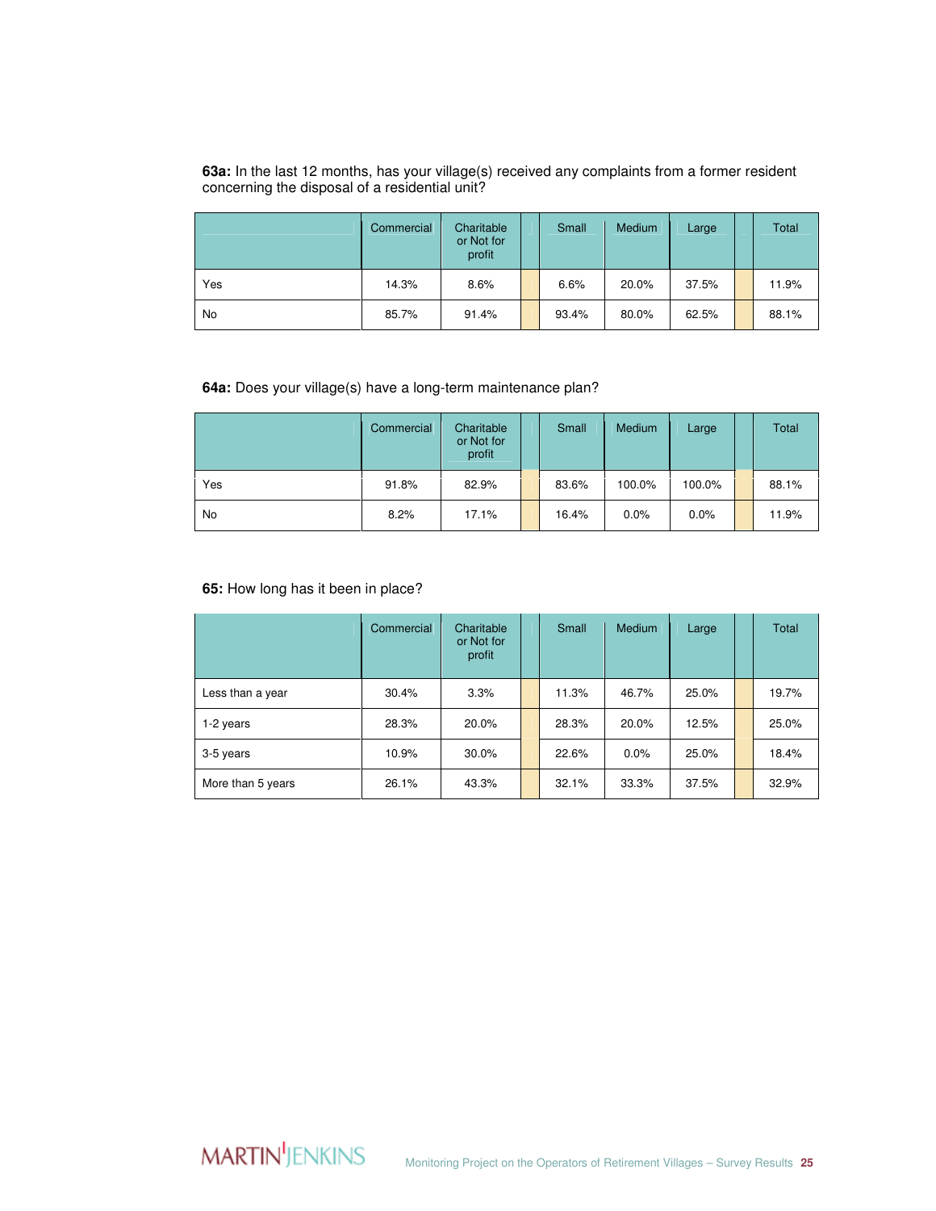**63a:** In the last 12 months, has your village(s) received any complaints from a former resident concerning the disposal of a residential unit?

| | Commercial | Charitable or Not for profit | | Small | Medium | Large | | Total |
|---|---|---|---|---|---|---|---|---|
| Yes | 14.3% | 8.6% | | 6.6% | 20.0% | 37.5% | | 11.9% |
| No | 85.7% | 91.4% | | 93.4% | 80.0% | 62.5% | | 88.1% |

**64a:** Does your village(s) have a long-term maintenance plan?

| | Commercial | Charitable or Not for profit | | Small | Medium | Large | | Total |
|---|---|---|---|---|---|---|---|---|
| Yes | 91.8% | 82.9% | | 83.6% | 100.0% | 100.0% | | 88.1% |
| No | 8.2% | 17.1% | | 16.4% | 0.0% | 0.0% | | 11.9% |

**65:** How long has it been in place?

| | Commercial | Charitable or Not for profit | | Small | Medium | Large | | Total |
|---|---|---|---|---|---|---|---|---|
| Less than a year | 30.4% | 3.3% | | 11.3% | 46.7% | 25.0% | | 19.7% |
| 1-2 years | 28.3% | 20.0% | | 28.3% | 20.0% | 12.5% | | 25.0% |
| 3-5 years | 10.9% | 30.0% | | 22.6% | 0.0% | 25.0% | | 18.4% |
| More than 5 years | 26.1% | 43.3% | | 32.1% | 33.3% | 37.5% | | 32.9% |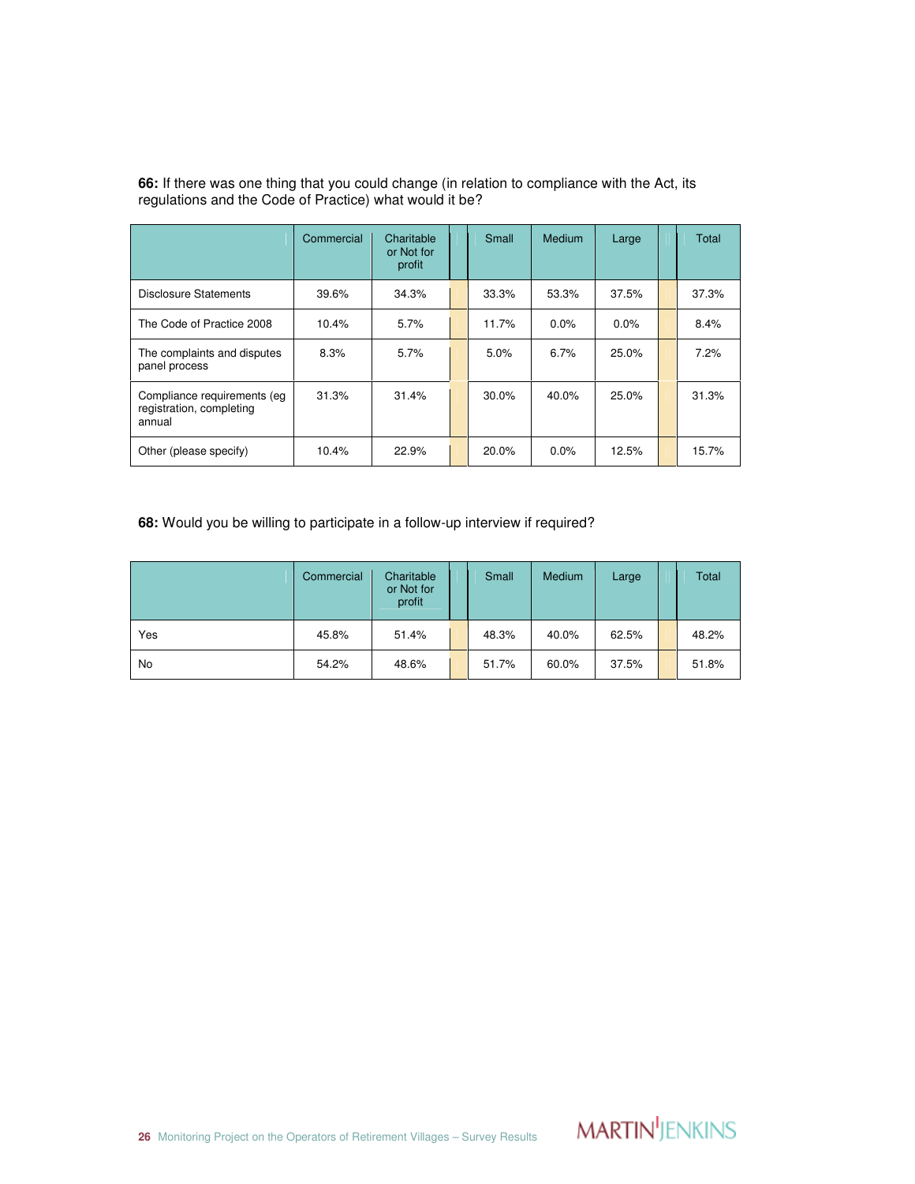**66:** If there was one thing that you could change (in relation to compliance with the Act, its regulations and the Code of Practice) what would it be?

| | Commercial | Charitable or Not for profit | Small | Medium | Large | Total |
|---|---|---|---|---|---|---|
| Disclosure Statements | 39.6% | 34.3% | 33.3% | 53.3% | 37.5% | 37.3% |
| The Code of Practice 2008 | 10.4% | 5.7% | 11.7% | 0.0% | 0.0% | 8.4% |
| The complaints and disputes panel process | 8.3% | 5.7% | 5.0% | 6.7% | 25.0% | 7.2% |
| Compliance requirements (eg registration, completing annual | 31.3% | 31.4% | 30.0% | 40.0% | 25.0% | 31.3% |
| Other (please specify) | 10.4% | 22.9% | 20.0% | 0.0% | 12.5% | 15.7% |

**68:** Would you be willing to participate in a follow-up interview if required?

| | Commercial | Charitable or Not for profit | Small | Medium | Large | Total |
|---|---|---|---|---|---|---|
| Yes | 45.8% | 51.4% | 48.3% | 40.0% | 62.5% | 48.2% |
| No | 54.2% | 48.6% | 51.7% | 60.0% | 37.5% | 51.8% |